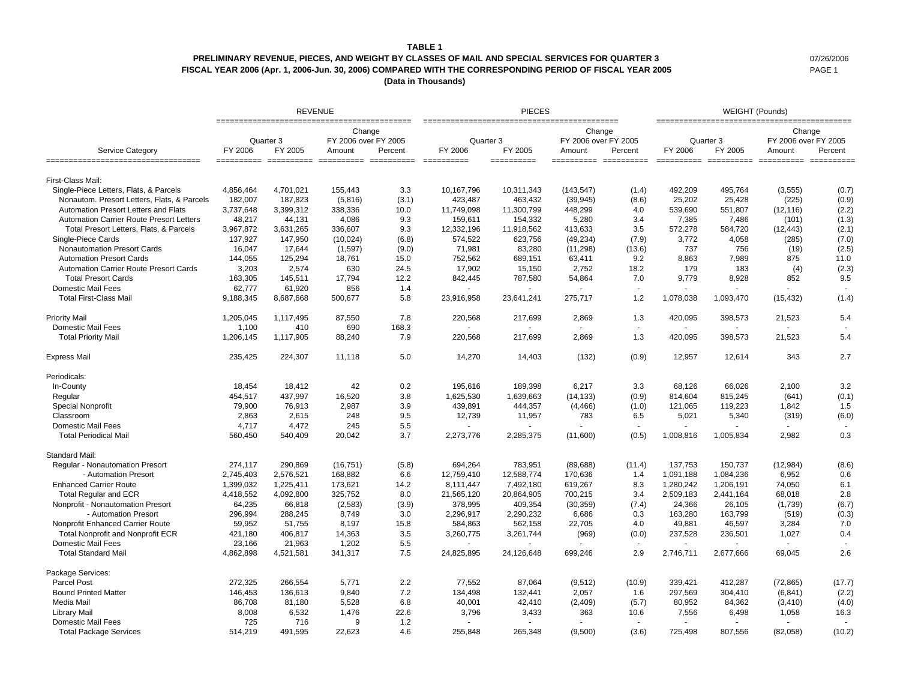# TABLE 1

## PRELIMINARY REVENUE, PIECES, AND WEIGHT BY CLASSES OF MAIL AND SPECIAL SERVICES FOR QUARTER 3 FISCAL YEAR 2006 (Apr. 1, 2006-Jun. 30, 2006) COMPARED WITH THE CORRESPONDING PERIOD OF FISCAL YEAR 2005

**(Data in Thousands)**

07/26/2006

| Service Category | REVENUE | | | | PIECES | | | | WEIGHT (Pounds) | | | |
|---|---|---|---|---|---|---|---|---|---|---|---|---|
| | Quarter 3 | | Change FY 2006 over FY 2005 | | Quarter 3 | | Change FY 2006 over FY 2005 | | Quarter 3 | | Change FY 2006 over FY 2005 | |
| | FY 2006 | FY 2005 | Amount | Percent | FY 2006 | FY 2005 | Amount | Percent | FY 2006 | FY 2005 | Amount | Percent |
| First-Class Mail: | | | | | | | | | | | | |
| Single-Piece Letters, Flats, & Parcels | 4,856,464 | 4,701,021 | 155,443 | 3.3 | 10,167,796 | 10,311,343 | (143,547) | (1.4) | 492,209 | 495,764 | (3,555) | (0.7) |
| Nonautom. Presort Letters, Flats, & Parcels | 182,007 | 187,823 | (5,816) | (3.1) | 423,487 | 463,432 | (39,945) | (8.6) | 25,202 | 25,428 | (225) | (0.9) |
| Automation Presort Letters and Flats | 3,737,648 | 3,399,312 | 338,336 | 10.0 | 11,749,098 | 11,300,799 | 448,299 | 4.0 | 539,690 | 551,807 | (12,116) | (2.2) |
| Automation Carrier Route Presort Letters | 48,217 | 44,131 | 4,086 | 9.3 | 159,611 | 154,332 | 5,280 | 3.4 | 7,385 | 7,486 | (101) | (1.3) |
| Total Presort Letters, Flats, & Parcels | 3,967,872 | 3,631,265 | 336,607 | 9.3 | 12,332,196 | 11,918,562 | 413,633 | 3.5 | 572,278 | 584,720 | (12,443) | (2.1) |
| Single-Piece Cards | 137,927 | 147,950 | (10,024) | (6.8) | 574,522 | 623,756 | (49,234) | (7.9) | 3,772 | 4,058 | (285) | (7.0) |
| Nonautomation Presort Cards | 16,047 | 17,644 | (1,597) | (9.0) | 71,981 | 83,280 | (11,298) | (13.6) | 737 | 756 | (19) | (2.5) |
| Automation Presort Cards | 144,055 | 125,294 | 18,761 | 15.0 | 752,562 | 689,151 | 63,411 | 9.2 | 8,863 | 7,989 | 875 | 11.0 |
| Automation Carrier Route Presort Cards | 3,203 | 2,574 | 630 | 24.5 | 17,902 | 15,150 | 2,752 | 18.2 | 179 | 183 | (4) | (2.3) |
| Total Presort Cards | 163,305 | 145,511 | 17,794 | 12.2 | 842,445 | 787,580 | 54,864 | 7.0 | 9,779 | 8,928 | 852 | 9.5 |
| Domestic Mail Fees | 62,777 | 61,920 | 856 | 1.4 | - | - | - | - | - | - | - | - |
| Total First-Class Mail | 9,188,345 | 8,687,668 | 500,677 | 5.8 | 23,916,958 | 23,641,241 | 275,717 | 1.2 | 1,078,038 | 1,093,470 | (15,432) | (1.4) |
| Priority Mail | 1,205,045 | 1,117,495 | 87,550 | 7.8 | 220,568 | 217,699 | 2,869 | 1.3 | 420,095 | 398,573 | 21,523 | 5.4 |
| Domestic Mail Fees | 1,100 | 410 | 690 | 168.3 | - | - | - | - | - | - | - | - |
| Total Priority Mail | 1,206,145 | 1,117,905 | 88,240 | 7.9 | 220,568 | 217,699 | 2,869 | 1.3 | 420,095 | 398,573 | 21,523 | 5.4 |
| Express Mail | 235,425 | 224,307 | 11,118 | 5.0 | 14,270 | 14,403 | (132) | (0.9) | 12,957 | 12,614 | 343 | 2.7 |
| Periodicals: | | | | | | | | | | | | |
| In-County | 18,454 | 18,412 | 42 | 0.2 | 195,616 | 189,398 | 6,217 | 3.3 | 68,126 | 66,026 | 2,100 | 3.2 |
| Regular | 454,517 | 437,997 | 16,520 | 3.8 | 1,625,530 | 1,639,663 | (14,133) | (0.9) | 814,604 | 815,245 | (641) | (0.1) |
| Special Nonprofit | 79,900 | 76,913 | 2,987 | 3.9 | 439,891 | 444,357 | (4,466) | (1.0) | 121,065 | 119,223 | 1,842 | 1.5 |
| Classroom | 2,863 | 2,615 | 248 | 9.5 | 12,739 | 11,957 | 783 | 6.5 | 5,021 | 5,340 | (319) | (6.0) |
| Domestic Mail Fees | 4,717 | 4,472 | 245 | 5.5 | - | - | - | - | - | - | - | - |
| Total Periodical Mail | 560,450 | 540,409 | 20,042 | 3.7 | 2,273,776 | 2,285,375 | (11,600) | (0.5) | 1,008,816 | 1,005,834 | 2,982 | 0.3 |
| Standard Mail: | | | | | | | | | | | | |
| Regular - Nonautomation Presort | 274,117 | 290,869 | (16,751) | (5.8) | 694,264 | 783,951 | (89,688) | (11.4) | 137,753 | 150,737 | (12,984) | (8.6) |
| - Automation Presort | 2,745,403 | 2,576,521 | 168,882 | 6.6 | 12,759,410 | 12,588,774 | 170,636 | 1.4 | 1,091,188 | 1,084,236 | 6,952 | 0.6 |
| Enhanced Carrier Route | 1,399,032 | 1,225,411 | 173,621 | 14.2 | 8,111,447 | 7,492,180 | 619,267 | 8.3 | 1,280,242 | 1,206,191 | 74,050 | 6.1 |
| Total Regular and ECR | 4,418,552 | 4,092,800 | 325,752 | 8.0 | 21,565,120 | 20,864,905 | 700,215 | 3.4 | 2,509,183 | 2,441,164 | 68,018 | 2.8 |
| Nonprofit - Nonautomation Presort | 64,235 | 66,818 | (2,583) | (3.9) | 378,995 | 409,354 | (30,359) | (7.4) | 24,366 | 26,105 | (1,739) | (6.7) |
| - Automation Presort | 296,994 | 288,245 | 8,749 | 3.0 | 2,296,917 | 2,290,232 | 6,686 | 0.3 | 163,280 | 163,799 | (519) | (0.3) |
| Nonprofit Enhanced Carrier Route | 59,952 | 51,755 | 8,197 | 15.8 | 584,863 | 562,158 | 22,705 | 4.0 | 49,881 | 46,597 | 3,284 | 7.0 |
| Total Nonprofit and Nonprofit ECR | 421,180 | 406,817 | 14,363 | 3.5 | 3,260,775 | 3,261,744 | (969) | (0.0) | 237,528 | 236,501 | 1,027 | 0.4 |
| Domestic Mail Fees | 23,166 | 21,963 | 1,202 | 5.5 | - | - | - | - | - | - | - | - |
| Total Standard Mail | 4,862,898 | 4,521,581 | 341,317 | 7.5 | 24,825,895 | 24,126,648 | 699,246 | 2.9 | 2,746,711 | 2,677,666 | 69,045 | 2.6 |
| Package Services: | | | | | | | | | | | | |
| Parcel Post | 272,325 | 266,554 | 5,771 | 2.2 | 77,552 | 87,064 | (9,512) | (10.9) | 339,421 | 412,287 | (72,865) | (17.7) |
| Bound Printed Matter | 146,453 | 136,613 | 9,840 | 7.2 | 134,498 | 132,441 | 2,057 | 1.6 | 297,569 | 304,410 | (6,841) | (2.2) |
| Media Mail | 86,708 | 81,180 | 5,528 | 6.8 | 40,001 | 42,410 | (2,409) | (5.7) | 80,952 | 84,362 | (3,410) | (4.0) |
| Library Mail | 8,008 | 6,532 | 1,476 | 22.6 | 3,796 | 3,433 | 363 | 10.6 | 7,556 | 6,498 | 1,058 | 16.3 |
| Domestic Mail Fees | 725 | 716 | 9 | 1.2 | - | - | - | - | - | - | - | - |
| Total Package Services | 514,219 | 491,595 | 22,623 | 4.6 | 255,848 | 265,348 | (9,500) | (3.6) | 725,498 | 807,556 | (82,058) | (10.2) |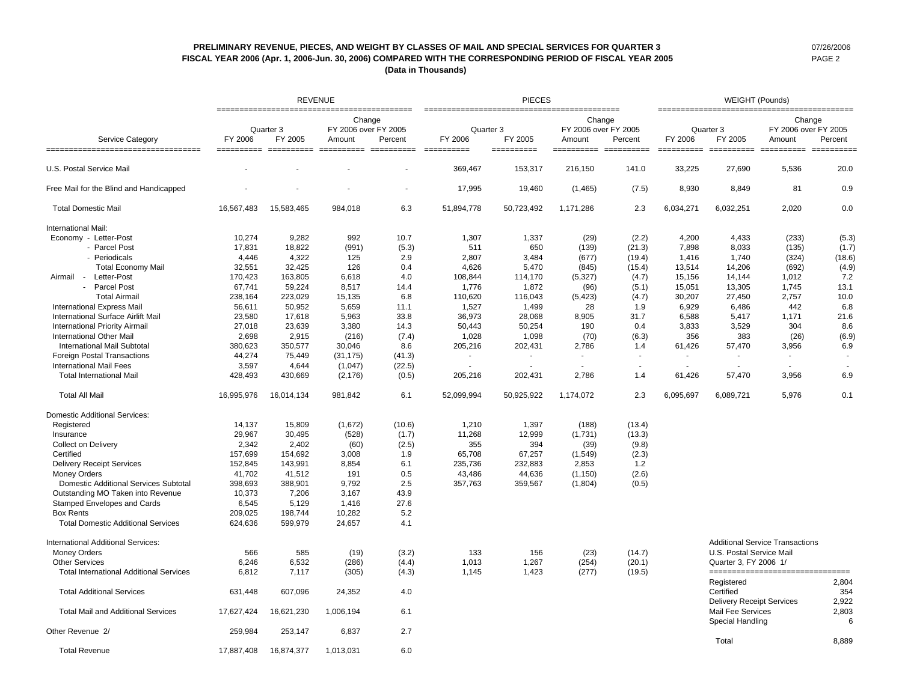# PRELIMINARY REVENUE, PIECES, AND WEIGHT BY CLASSES OF MAIL AND SPECIAL SERVICES FOR QUARTER 3 FISCAL YEAR 2006 (Apr. 1, 2006-Jun. 30, 2006) COMPARED WITH THE CORRESPONDING PERIOD OF FISCAL YEAR 2005

**(Data in Thousands)**

07/26/2006

| Service Category | REVENUE | | | | PIECES | | | | WEIGHT (Pounds) | | | |
|---|---|---|---|---|---|---|---|---|---|---|---|---|
| | Quarter 3 | | Change FY 2006 over FY 2005 | | Quarter 3 | | Change FY 2006 over FY 2005 | | Quarter 3 | | Change FY 2006 over FY 2005 | |
| | FY 2006 | FY 2005 | Amount | Percent | FY 2006 | FY 2005 | Amount | Percent | FY 2006 | FY 2005 | Amount | Percent |
| U.S. Postal Service Mail | - | - | - | - | 369,467 | 153,317 | 216,150 | 141.0 | 33,225 | 27,690 | 5,536 | 20.0 |
| Free Mail for the Blind and Handicapped | - | - | - | - | 17,995 | 19,460 | (1,465) | (7.5) | 8,930 | 8,849 | 81 | 0.9 |
| Total Domestic Mail | 16,567,483 | 15,583,465 | 984,018 | 6.3 | 51,894,778 | 50,723,492 | 1,171,286 | 2.3 | 6,034,271 | 6,032,251 | 2,020 | 0.0 |
| International Mail: | | | | | | | | | | | | |
| Economy - Letter-Post | 10,274 | 9,282 | 992 | 10.7 | 1,307 | 1,337 | (29) | (2.2) | 4,200 | 4,433 | (233) | (5.3) |
| - Parcel Post | 17,831 | 18,822 | (991) | (5.3) | 511 | 650 | (139) | (21.3) | 7,898 | 8,033 | (135) | (1.7) |
| - Periodicals | 4,446 | 4,322 | 125 | 2.9 | 2,807 | 3,484 | (677) | (19.4) | 1,416 | 1,740 | (324) | (18.6) |
| Total Economy Mail | 32,551 | 32,425 | 126 | 0.4 | 4,626 | 5,470 | (845) | (15.4) | 13,514 | 14,206 | (692) | (4.9) |
| Airmail - Letter-Post | 170,423 | 163,805 | 6,618 | 4.0 | 108,844 | 114,170 | (5,327) | (4.7) | 15,156 | 14,144 | 1,012 | 7.2 |
| - Parcel Post | 67,741 | 59,224 | 8,517 | 14.4 | 1,776 | 1,872 | (96) | (5.1) | 15,051 | 13,305 | 1,745 | 13.1 |
| Total Airmail | 238,164 | 223,029 | 15,135 | 6.8 | 110,620 | 116,043 | (5,423) | (4.7) | 30,207 | 27,450 | 2,757 | 10.0 |
| International Express Mail | 56,611 | 50,952 | 5,659 | 11.1 | 1,527 | 1,499 | 28 | 1.9 | 6,929 | 6,486 | 442 | 6.8 |
| International Surface Airlift Mail | 23,580 | 17,618 | 5,963 | 33.8 | 36,973 | 28,068 | 8,905 | 31.7 | 6,588 | 5,417 | 1,171 | 21.6 |
| International Priority Airmail | 27,018 | 23,639 | 3,380 | 14.3 | 50,443 | 50,254 | 190 | 0.4 | 3,833 | 3,529 | 304 | 8.6 |
| International Other Mail | 2,698 | 2,915 | (216) | (7.4) | 1,028 | 1,098 | (70) | (6.3) | 356 | 383 | (26) | (6.9) |
| International Mail Subtotal | 380,623 | 350,577 | 30,046 | 8.6 | 205,216 | 202,431 | 2,786 | 1.4 | 61,426 | 57,470 | 3,956 | 6.9 |
| Foreign Postal Transactions | 44,274 | 75,449 | (31,175) | (41.3) | - | - | - | - | - | - | - | - |
| International Mail Fees | 3,597 | 4,644 | (1,047) | (22.5) | - | - | - | - | - | - | - | - |
| Total International Mail | 428,493 | 430,669 | (2,176) | (0.5) | 205,216 | 202,431 | 2,786 | 1.4 | 61,426 | 57,470 | 3,956 | 6.9 |
| Total All Mail | 16,995,976 | 16,014,134 | 981,842 | 6.1 | 52,099,994 | 50,925,922 | 1,174,072 | 2.3 | 6,095,697 | 6,089,721 | 5,976 | 0.1 |
| Domestic Additional Services: | | | | | | | | | | | | |
| Registered | 14,137 | 15,809 | (1,672) | (10.6) | 1,210 | 1,397 | (188) | (13.4) | | | | |
| Insurance | 29,967 | 30,495 | (528) | (1.7) | 11,268 | 12,999 | (1,731) | (13.3) | | | | |
| Collect on Delivery | 2,342 | 2,402 | (60) | (2.5) | 355 | 394 | (39) | (9.8) | | | | |
| Certified | 157,699 | 154,692 | 3,008 | 1.9 | 65,708 | 67,257 | (1,549) | (2.3) | | | | |
| Delivery Receipt Services | 152,845 | 143,991 | 8,854 | 6.1 | 235,736 | 232,883 | 2,853 | 1.2 | | | | |
| Money Orders | 41,702 | 41,512 | 191 | 0.5 | 43,486 | 44,636 | (1,150) | (2.6) | | | | |
| Domestic Additional Services Subtotal | 398,693 | 388,901 | 9,792 | 2.5 | 357,763 | 359,567 | (1,804) | (0.5) | | | | |
| Outstanding MO Taken into Revenue | 10,373 | 7,206 | 3,167 | 43.9 | | | | | | | | |
| Stamped Envelopes and Cards | 6,545 | 5,129 | 1,416 | 27.6 | | | | | | | | |
| Box Rents | 209,025 | 198,744 | 10,282 | 5.2 | | | | | | | | |
| Total Domestic Additional Services | 624,636 | 599,979 | 24,657 | 4.1 | | | | | | | | |
| International Additional Services: | | | | | | | | | | | | |
| Money Orders | 566 | 585 | (19) | (3.2) | 133 | 156 | (23) | (14.7) | | | | |
| Other Services | 6,246 | 6,532 | (286) | (4.4) | 1,013 | 1,267 | (254) | (20.1) | | | | |
| Total International Additional Services | 6,812 | 7,117 | (305) | (4.3) | 1,145 | 1,423 | (277) | (19.5) | | | | |
| Total Additional Services | 631,448 | 607,096 | 24,352 | 4.0 | | | | | | | | |
| Total Mail and Additional Services | 17,627,424 | 16,621,230 | 1,006,194 | 6.1 | | | | | | | | |
| Other Revenue 2/ | 259,984 | 253,147 | 6,837 | 2.7 | | | | | | | | |
| Total Revenue | 17,887,408 | 16,874,377 | 1,013,031 | 6.0 | | | | | | | | |

**Additional Service Transactions**
**U.S. Postal Service Mail**
**Quarter 3, FY 2006 1/**

| Service | Transactions |
|---|---|
| Registered | 2,804 |
| Certified | 354 |
| Delivery Receipt Services | 2,922 |
| Mail Fee Services | 2,803 |
| Special Handling | 6 |
| Total | 8,889 |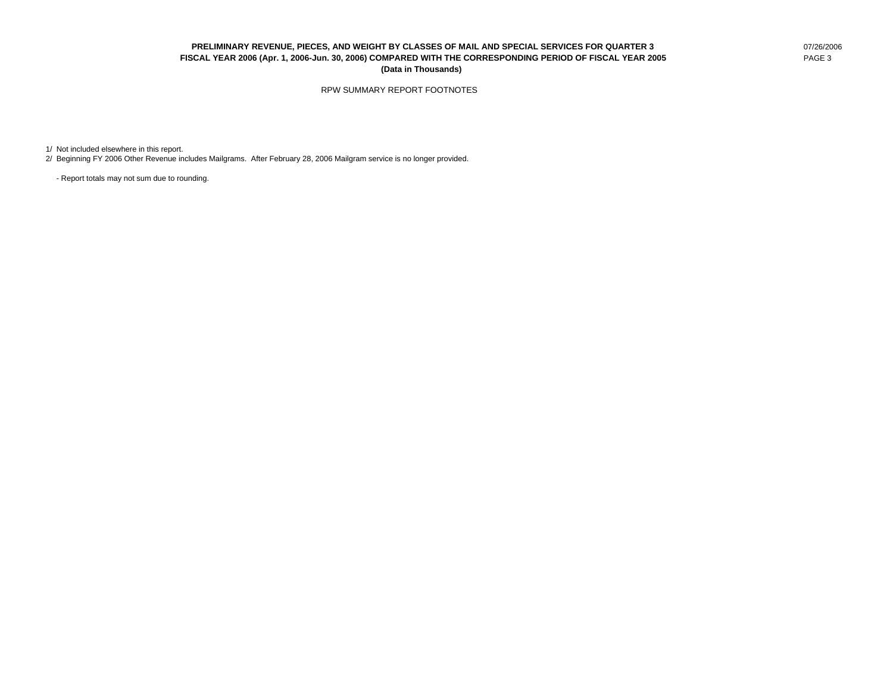**PRELIMINARY REVENUE, PIECES, AND WEIGHT BY CLASSES OF MAIL AND SPECIAL SERVICES FOR QUARTER 3 FISCAL YEAR 2006 (Apr. 1, 2006-Jun. 30, 2006) COMPARED WITH THE CORRESPONDING PERIOD OF FISCAL YEAR 2005 (Data in Thousands)**

07/26/2006

RPW SUMMARY REPORT FOOTNOTES

1/ Not included elsewhere in this report.
2/ Beginning FY 2006 Other Revenue includes Mailgrams. After February 28, 2006 Mailgram service is no longer provided.

- Report totals may not sum due to rounding.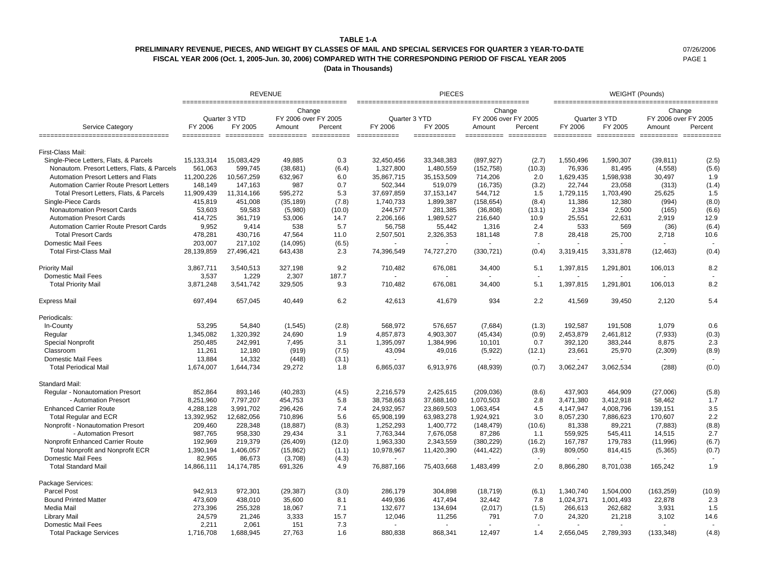**TABLE 1-A**

**PRELIMINARY REVENUE, PIECES, AND WEIGHT BY CLASSES OF MAIL AND SPECIAL SERVICES FOR QUARTER 3 YEAR-TO-DATE**

**FISCAL YEAR 2006 (Oct. 1, 2005-Jun. 30, 2006) COMPARED WITH THE CORRESPONDING PERIOD OF FISCAL YEAR 2005**

**(Data in Thousands)**

07/26/2006

| | REVENUE | | | | PIECES | | | | WEIGHT (Pounds) | | | |
|---|---|---|---|---|---|---|---|---|---|---|---|---|
| | Quarter 3 YTD | | Change FY 2006 over FY 2005 | | Quarter 3 YTD | | Change FY 2006 over FY 2005 | | Quarter 3 YTD | | Change FY 2006 over FY 2005 | |
| Service Category | FY 2006 | FY 2005 | Amount | Percent | FY 2006 | FY 2005 | Amount | Percent | FY 2006 | FY 2005 | Amount | Percent |
| First-Class Mail: | | | | | | | | | | | | |
| Single-Piece Letters, Flats, & Parcels | 15,133,314 | 15,083,429 | 49,885 | 0.3 | 32,450,456 | 33,348,383 | (897,927) | (2.7) | 1,550,496 | 1,590,307 | (39,811) | (2.5) |
| Nonautom. Presort Letters, Flats, & Parcels | 561,063 | 599,745 | (38,681) | (6.4) | 1,327,800 | 1,480,559 | (152,758) | (10.3) | 76,936 | 81,495 | (4,558) | (5.6) |
| Automation Presort Letters and Flats | 11,200,226 | 10,567,259 | 632,967 | 6.0 | 35,867,715 | 35,153,509 | 714,206 | 2.0 | 1,629,435 | 1,598,938 | 30,497 | 1.9 |
| Automation Carrier Route Presort Letters | 148,149 | 147,163 | 987 | 0.7 | 502,344 | 519,079 | (16,735) | (3.2) | 22,744 | 23,058 | (313) | (1.4) |
| Total Presort Letters, Flats, & Parcels | 11,909,439 | 11,314,166 | 595,272 | 5.3 | 37,697,859 | 37,153,147 | 544,712 | 1.5 | 1,729,115 | 1,703,490 | 25,625 | 1.5 |
| Single-Piece Cards | 415,819 | 451,008 | (35,189) | (7.8) | 1,740,733 | 1,899,387 | (158,654) | (8.4) | 11,386 | 12,380 | (994) | (8.0) |
| Nonautomation Presort Cards | 53,603 | 59,583 | (5,980) | (10.0) | 244,577 | 281,385 | (36,808) | (13.1) | 2,334 | 2,500 | (165) | (6.6) |
| Automation Presort Cards | 414,725 | 361,719 | 53,006 | 14.7 | 2,206,166 | 1,989,527 | 216,640 | 10.9 | 25,551 | 22,631 | 2,919 | 12.9 |
| Automation Carrier Route Presort Cards | 9,952 | 9,414 | 538 | 5.7 | 56,758 | 55,442 | 1,316 | 2.4 | 533 | 569 | (36) | (6.4) |
| Total Presort Cards | 478,281 | 430,716 | 47,564 | 11.0 | 2,507,501 | 2,326,353 | 181,148 | 7.8 | 28,418 | 25,700 | 2,718 | 10.6 |
| Domestic Mail Fees | 203,007 | 217,102 | (14,095) | (6.5) | - | - | - | - | - | - | - | - |
| Total First-Class Mail | 28,139,859 | 27,496,421 | 643,438 | 2.3 | 74,396,549 | 74,727,270 | (330,721) | (0.4) | 3,319,415 | 3,331,878 | (12,463) | (0.4) |
| Priority Mail | 3,867,711 | 3,540,513 | 327,198 | 9.2 | 710,482 | 676,081 | 34,400 | 5.1 | 1,397,815 | 1,291,801 | 106,013 | 8.2 |
| Domestic Mail Fees | 3,537 | 1,229 | 2,307 | 187.7 | - | - | - | - | - | - | - | - |
| Total Priority Mail | 3,871,248 | 3,541,742 | 329,505 | 9.3 | 710,482 | 676,081 | 34,400 | 5.1 | 1,397,815 | 1,291,801 | 106,013 | 8.2 |
| Express Mail | 697,494 | 657,045 | 40,449 | 6.2 | 42,613 | 41,679 | 934 | 2.2 | 41,569 | 39,450 | 2,120 | 5.4 |
| Periodicals: | | | | | | | | | | | | |
| In-County | 53,295 | 54,840 | (1,545) | (2.8) | 568,972 | 576,657 | (7,684) | (1.3) | 192,587 | 191,508 | 1,079 | 0.6 |
| Regular | 1,345,082 | 1,320,392 | 24,690 | 1.9 | 4,857,873 | 4,903,307 | (45,434) | (0.9) | 2,453,879 | 2,461,812 | (7,933) | (0.3) |
| Special Nonprofit | 250,485 | 242,991 | 7,495 | 3.1 | 1,395,097 | 1,384,996 | 10,101 | 0.7 | 392,120 | 383,244 | 8,875 | 2.3 |
| Classroom | 11,261 | 12,180 | (919) | (7.5) | 43,094 | 49,016 | (5,922) | (12.1) | 23,661 | 25,970 | (2,309) | (8.9) |
| Domestic Mail Fees | 13,884 | 14,332 | (448) | (3.1) | - | - | - | - | - | - | - | - |
| Total Periodical Mail | 1,674,007 | 1,644,734 | 29,272 | 1.8 | 6,865,037 | 6,913,976 | (48,939) | (0.7) | 3,062,247 | 3,062,534 | (288) | (0.0) |
| Standard Mail: | | | | | | | | | | | | |
| Regular - Nonautomation Presort | 852,864 | 893,146 | (40,283) | (4.5) | 2,216,579 | 2,425,615 | (209,036) | (8.6) | 437,903 | 464,909 | (27,006) | (5.8) |
| - Automation Presort | 8,251,960 | 7,797,207 | 454,753 | 5.8 | 38,758,663 | 37,688,160 | 1,070,503 | 2.8 | 3,471,380 | 3,412,918 | 58,462 | 1.7 |
| Enhanced Carrier Route | 4,288,128 | 3,991,702 | 296,426 | 7.4 | 24,932,957 | 23,869,503 | 1,063,454 | 4.5 | 4,147,947 | 4,008,796 | 139,151 | 3.5 |
| Total Regular and ECR | 13,392,952 | 12,682,056 | 710,896 | 5.6 | 65,908,199 | 63,983,278 | 1,924,921 | 3.0 | 8,057,230 | 7,886,623 | 170,607 | 2.2 |
| Nonprofit - Nonautomation Presort | 209,460 | 228,348 | (18,887) | (8.3) | 1,252,293 | 1,400,772 | (148,479) | (10.6) | 81,338 | 89,221 | (7,883) | (8.8) |
| - Automation Presort | 987,765 | 958,330 | 29,434 | 3.1 | 7,763,344 | 7,676,058 | 87,286 | 1.1 | 559,925 | 545,411 | 14,515 | 2.7 |
| Nonprofit Enhanced Carrier Route | 192,969 | 219,379 | (26,409) | (12.0) | 1,963,330 | 2,343,559 | (380,229) | (16.2) | 167,787 | 179,783 | (11,996) | (6.7) |
| Total Nonprofit and Nonprofit ECR | 1,390,194 | 1,406,057 | (15,862) | (1.1) | 10,978,967 | 11,420,390 | (441,422) | (3.9) | 809,050 | 814,415 | (5,365) | (0.7) |
| Domestic Mail Fees | 82,965 | 86,673 | (3,708) | (4.3) | - | - | - | - | - | - | - | - |
| Total Standard Mail | 14,866,111 | 14,174,785 | 691,326 | 4.9 | 76,887,166 | 75,403,668 | 1,483,499 | 2.0 | 8,866,280 | 8,701,038 | 165,242 | 1.9 |
| Package Services: | | | | | | | | | | | | |
| Parcel Post | 942,913 | 972,301 | (29,387) | (3.0) | 286,179 | 304,898 | (18,719) | (6.1) | 1,340,740 | 1,504,000 | (163,259) | (10.9) |
| Bound Printed Matter | 473,609 | 438,010 | 35,600 | 8.1 | 449,936 | 417,494 | 32,442 | 7.8 | 1,024,371 | 1,001,493 | 22,878 | 2.3 |
| Media Mail | 273,396 | 255,328 | 18,067 | 7.1 | 132,677 | 134,694 | (2,017) | (1.5) | 266,613 | 262,682 | 3,931 | 1.5 |
| Library Mail | 24,579 | 21,246 | 3,333 | 15.7 | 12,046 | 11,256 | 791 | 7.0 | 24,320 | 21,218 | 3,102 | 14.6 |
| Domestic Mail Fees | 2,211 | 2,061 | 151 | 7.3 | - | - | - | - | - | - | - | - |
| Total Package Services | 1,716,708 | 1,688,945 | 27,763 | 1.6 | 880,838 | 868,341 | 12,497 | 1.4 | 2,656,045 | 2,789,393 | (133,348) | (4.8) |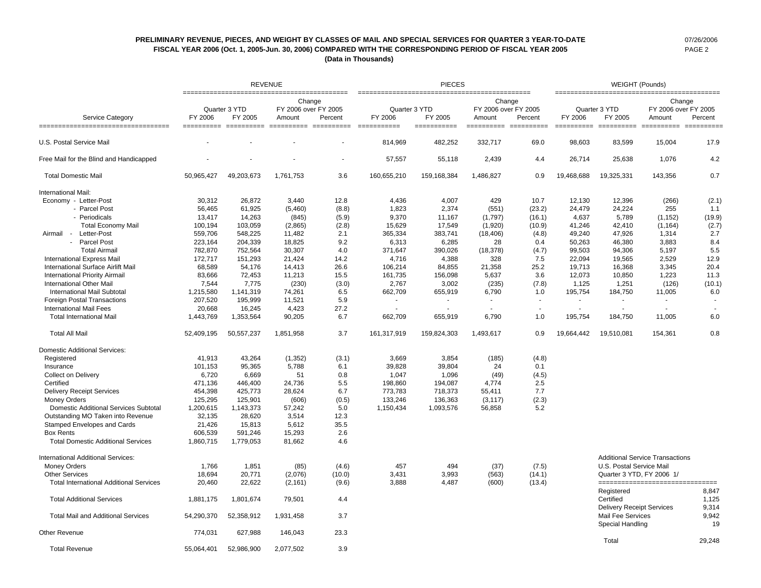**PRELIMINARY REVENUE, PIECES, AND WEIGHT BY CLASSES OF MAIL AND SPECIAL SERVICES FOR QUARTER 3 YEAR-TO-DATE**
**FISCAL YEAR 2006 (Oct. 1, 2005-Jun. 30, 2006) COMPARED WITH THE CORRESPONDING PERIOD OF FISCAL YEAR 2005**
**(Data in Thousands)**

07/26/2006

| Service Category | REVENUE | | | | PIECES | | | | WEIGHT (Pounds) | | | |
|---|---|---|---|---|---|---|---|---|---|---|---|---|
| | Quarter 3 YTD | | Change FY 2006 over FY 2005 | | Quarter 3 YTD | | Change FY 2006 over FY 2005 | | Quarter 3 YTD | | Change FY 2006 over FY 2005 | |
| | FY 2006 | FY 2005 | Amount | Percent | FY 2006 | FY 2005 | Amount | Percent | FY 2006 | FY 2005 | Amount | Percent |
| U.S. Postal Service Mail | - | - | - | - | 814,969 | 482,252 | 332,717 | 69.0 | 98,603 | 83,599 | 15,004 | 17.9 |
| Free Mail for the Blind and Handicapped | - | - | - | - | 57,557 | 55,118 | 2,439 | 4.4 | 26,714 | 25,638 | 1,076 | 4.2 |
| Total Domestic Mail | 50,965,427 | 49,203,673 | 1,761,753 | 3.6 | 160,655,210 | 159,168,384 | 1,486,827 | 0.9 | 19,468,688 | 19,325,331 | 143,356 | 0.7 |
| International Mail: | | | | | | | | | | | | |
| Economy - Letter-Post | 30,312 | 26,872 | 3,440 | 12.8 | 4,436 | 4,007 | 429 | 10.7 | 12,130 | 12,396 | (266) | (2.1) |
| - Parcel Post | 56,465 | 61,925 | (5,460) | (8.8) | 1,823 | 2,374 | (551) | (23.2) | 24,479 | 24,224 | 255 | 1.1 |
| - Periodicals | 13,417 | 14,263 | (845) | (5.9) | 9,370 | 11,167 | (1,797) | (16.1) | 4,637 | 5,789 | (1,152) | (19.9) |
| Total Economy Mail | 100,194 | 103,059 | (2,865) | (2.8) | 15,629 | 17,549 | (1,920) | (10.9) | 41,246 | 42,410 | (1,164) | (2.7) |
| Airmail - Letter-Post | 559,706 | 548,225 | 11,482 | 2.1 | 365,334 | 383,741 | (18,406) | (4.8) | 49,240 | 47,926 | 1,314 | 2.7 |
| - Parcel Post | 223,164 | 204,339 | 18,825 | 9.2 | 6,313 | 6,285 | 28 | 0.4 | 50,263 | 46,380 | 3,883 | 8.4 |
| Total Airmail | 782,870 | 752,564 | 30,307 | 4.0 | 371,647 | 390,026 | (18,378) | (4.7) | 99,503 | 94,306 | 5,197 | 5.5 |
| International Express Mail | 172,717 | 151,293 | 21,424 | 14.2 | 4,716 | 4,388 | 328 | 7.5 | 22,094 | 19,565 | 2,529 | 12.9 |
| International Surface Airlift Mail | 68,589 | 54,176 | 14,413 | 26.6 | 106,214 | 84,855 | 21,358 | 25.2 | 19,713 | 16,368 | 3,345 | 20.4 |
| International Priority Airmail | 83,666 | 72,453 | 11,213 | 15.5 | 161,735 | 156,098 | 5,637 | 3.6 | 12,073 | 10,850 | 1,223 | 11.3 |
| International Other Mail | 7,544 | 7,775 | (230) | (3.0) | 2,767 | 3,002 | (235) | (7.8) | 1,125 | 1,251 | (126) | (10.1) |
| International Mail Subtotal | 1,215,580 | 1,141,319 | 74,261 | 6.5 | 662,709 | 655,919 | 6,790 | 1.0 | 195,754 | 184,750 | 11,005 | 6.0 |
| Foreign Postal Transactions | 207,520 | 195,999 | 11,521 | 5.9 | - | - | - | - | - | - | - | - |
| International Mail Fees | 20,668 | 16,245 | 4,423 | 27.2 | - | - | - | - | - | - | - | - |
| Total International Mail | 1,443,769 | 1,353,564 | 90,205 | 6.7 | 662,709 | 655,919 | 6,790 | 1.0 | 195,754 | 184,750 | 11,005 | 6.0 |
| Total All Mail | 52,409,195 | 50,557,237 | 1,851,958 | 3.7 | 161,317,919 | 159,824,303 | 1,493,617 | 0.9 | 19,664,442 | 19,510,081 | 154,361 | 0.8 |
| Domestic Additional Services: | | | | | | | | | | | | |
| Registered | 41,913 | 43,264 | (1,352) | (3.1) | 3,669 | 3,854 | (185) | (4.8) | | | | |
| Insurance | 101,153 | 95,365 | 5,788 | 6.1 | 39,828 | 39,804 | 24 | 0.1 | | | | |
| Collect on Delivery | 6,720 | 6,669 | 51 | 0.8 | 1,047 | 1,096 | (49) | (4.5) | | | | |
| Certified | 471,136 | 446,400 | 24,736 | 5.5 | 198,860 | 194,087 | 4,774 | 2.5 | | | | |
| Delivery Receipt Services | 454,398 | 425,773 | 28,624 | 6.7 | 773,783 | 718,373 | 55,411 | 7.7 | | | | |
| Money Orders | 125,295 | 125,901 | (606) | (0.5) | 133,246 | 136,363 | (3,117) | (2.3) | | | | |
| Domestic Additional Services Subtotal | 1,200,615 | 1,143,373 | 57,242 | 5.0 | 1,150,434 | 1,093,576 | 56,858 | 5.2 | | | | |
| Outstanding MO Taken into Revenue | 32,135 | 28,620 | 3,514 | 12.3 | | | | | | | | |
| Stamped Envelopes and Cards | 21,426 | 15,813 | 5,612 | 35.5 | | | | | | | | |
| Box Rents | 606,539 | 591,246 | 15,293 | 2.6 | | | | | | | | |
| Total Domestic Additional Services | 1,860,715 | 1,779,053 | 81,662 | 4.6 | | | | | | | | |
| International Additional Services: | | | | | | | | | | | | |
| Money Orders | 1,766 | 1,851 | (85) | (4.6) | 457 | 494 | (37) | (7.5) | | | | |
| Other Services | 18,694 | 20,771 | (2,076) | (10.0) | 3,431 | 3,993 | (563) | (14.1) | | | | |
| Total International Additional Services | 20,460 | 22,622 | (2,161) | (9.6) | 3,888 | 4,487 | (600) | (13.4) | | | | |
| Total Additional Services | 1,881,175 | 1,801,674 | 79,501 | 4.4 | | | | | | | | |
| Total Mail and Additional Services | 54,290,370 | 52,358,912 | 1,931,458 | 3.7 | | | | | | | | |
| Other Revenue | 774,031 | 627,988 | 146,043 | 23.3 | | | | | | | | |
| Total Revenue | 55,064,401 | 52,986,900 | 2,077,502 | 3.9 | | | | | | | | |

Additional Service Transactions
U.S. Postal Service Mail
Quarter 3 YTD, FY 2006 1/

| | |
|---|---|
| Registered | 8,847 |
| Certified | 1,125 |
| Delivery Receipt Services | 9,314 |
| Mail Fee Services | 9,942 |
| Special Handling | 19 |
| Total | 29,248 |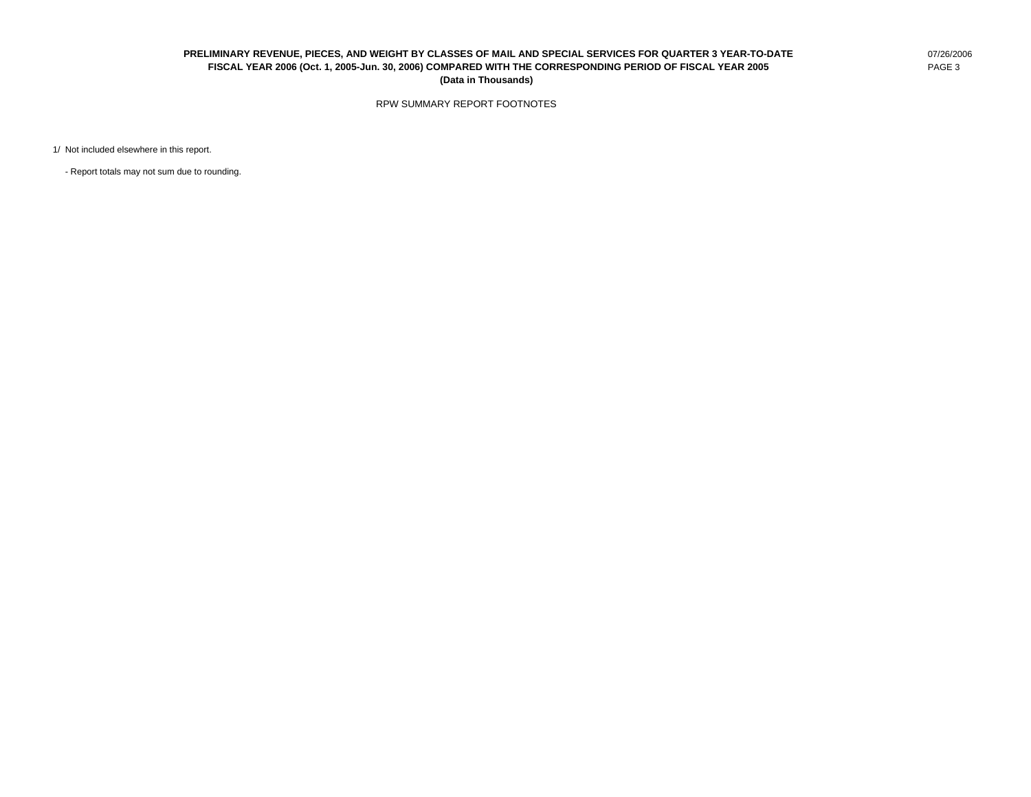**PRELIMINARY REVENUE, PIECES, AND WEIGHT BY CLASSES OF MAIL AND SPECIAL SERVICES FOR QUARTER 3 YEAR-TO-DATE FISCAL YEAR 2006 (Oct. 1, 2005-Jun. 30, 2006) COMPARED WITH THE CORRESPONDING PERIOD OF FISCAL YEAR 2005 (Data in Thousands)**

07/26/2006

RPW SUMMARY REPORT FOOTNOTES

1/ Not included elsewhere in this report.

- Report totals may not sum due to rounding.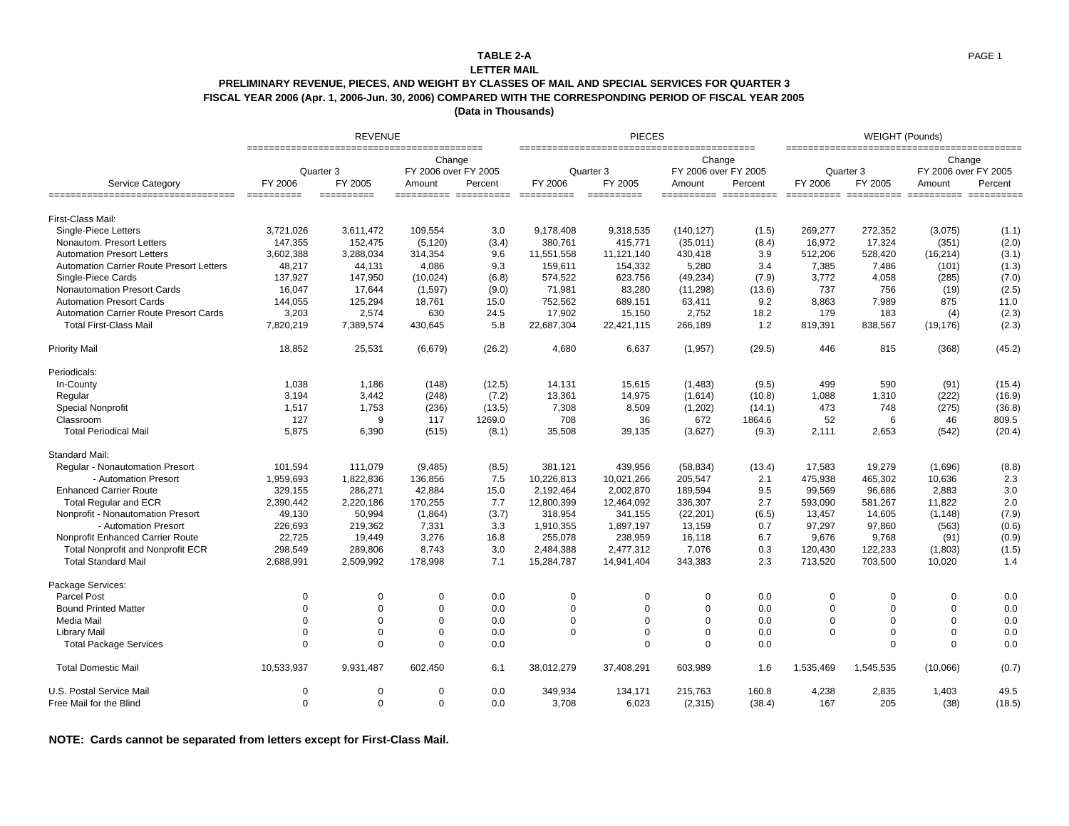# TABLE 2-A

## LETTER MAIL

### PRELIMINARY REVENUE, PIECES, AND WEIGHT BY CLASSES OF MAIL AND SPECIAL SERVICES FOR QUARTER 3 FISCAL YEAR 2006 (Apr. 1, 2006-Jun. 30, 2006) COMPARED WITH THE CORRESPONDING PERIOD OF FISCAL YEAR 2005

**(Data in Thousands)**

| | REVENUE | | | | PIECES | | | | WEIGHT (Pounds) | | | |
|---|---|---|---|---|---|---|---|---|---|---|---|---|
| | Quarter 3 | | Change FY 2006 over FY 2005 | | Quarter 3 | | Change FY 2006 over FY 2005 | | Quarter 3 | | Change FY 2006 over FY 2005 | |
| Service Category | FY 2006 | FY 2005 | Amount | Percent | FY 2006 | FY 2005 | Amount | Percent | FY 2006 | FY 2005 | Amount | Percent |
| First-Class Mail: | | | | | | | | | | | | |
| Single-Piece Letters | 3,721,026 | 3,611,472 | 109,554 | 3.0 | 9,178,408 | 9,318,535 | (140,127) | (1.5) | 269,277 | 272,352 | (3,075) | (1.1) |
| Nonautom. Presort Letters | 147,355 | 152,475 | (5,120) | (3.4) | 380,761 | 415,771 | (35,011) | (8.4) | 16,972 | 17,324 | (351) | (2.0) |
| Automation Presort Letters | 3,602,388 | 3,288,034 | 314,354 | 9.6 | 11,551,558 | 11,121,140 | 430,418 | 3.9 | 512,206 | 528,420 | (16,214) | (3.1) |
| Automation Carrier Route Presort Letters | 48,217 | 44,131 | 4,086 | 9.3 | 159,611 | 154,332 | 5,280 | 3.4 | 7,385 | 7,486 | (101) | (1.3) |
| Single-Piece Cards | 137,927 | 147,950 | (10,024) | (6.8) | 574,522 | 623,756 | (49,234) | (7.9) | 3,772 | 4,058 | (285) | (7.0) |
| Nonautomation Presort Cards | 16,047 | 17,644 | (1,597) | (9.0) | 71,981 | 83,280 | (11,298) | (13.6) | 737 | 756 | (19) | (2.5) |
| Automation Presort Cards | 144,055 | 125,294 | 18,761 | 15.0 | 752,562 | 689,151 | 63,411 | 9.2 | 8,863 | 7,989 | 875 | 11.0 |
| Automation Carrier Route Presort Cards | 3,203 | 2,574 | 630 | 24.5 | 17,902 | 15,150 | 2,752 | 18.2 | 179 | 183 | (4) | (2.3) |
| Total First-Class Mail | 7,820,219 | 7,389,574 | 430,645 | 5.8 | 22,687,304 | 22,421,115 | 266,189 | 1.2 | 819,391 | 838,567 | (19,176) | (2.3) |
| Priority Mail | 18,852 | 25,531 | (6,679) | (26.2) | 4,680 | 6,637 | (1,957) | (29.5) | 446 | 815 | (368) | (45.2) |
| Periodicals: | | | | | | | | | | | | |
| In-County | 1,038 | 1,186 | (148) | (12.5) | 14,131 | 15,615 | (1,483) | (9.5) | 499 | 590 | (91) | (15.4) |
| Regular | 3,194 | 3,442 | (248) | (7.2) | 13,361 | 14,975 | (1,614) | (10.8) | 1,088 | 1,310 | (222) | (16.9) |
| Special Nonprofit | 1,517 | 1,753 | (236) | (13.5) | 7,308 | 8,509 | (1,202) | (14.1) | 473 | 748 | (275) | (36.8) |
| Classroom | 127 | 9 | 117 | 1269.0 | 708 | 36 | 672 | 1864.6 | 52 | 6 | 46 | 809.5 |
| Total Periodical Mail | 5,875 | 6,390 | (515) | (8.1) | 35,508 | 39,135 | (3,627) | (9.3) | 2,111 | 2,653 | (542) | (20.4) |
| Standard Mail: | | | | | | | | | | | | |
| Regular - Nonautomation Presort | 101,594 | 111,079 | (9,485) | (8.5) | 381,121 | 439,956 | (58,834) | (13.4) | 17,583 | 19,279 | (1,696) | (8.8) |
| - Automation Presort | 1,959,693 | 1,822,836 | 136,856 | 7.5 | 10,226,813 | 10,021,266 | 205,547 | 2.1 | 475,938 | 465,302 | 10,636 | 2.3 |
| Enhanced Carrier Route | 329,155 | 286,271 | 42,884 | 15.0 | 2,192,464 | 2,002,870 | 189,594 | 9.5 | 99,569 | 96,686 | 2,883 | 3.0 |
| Total Regular and ECR | 2,390,442 | 2,220,186 | 170,255 | 7.7 | 12,800,399 | 12,464,092 | 336,307 | 2.7 | 593,090 | 581,267 | 11,822 | 2.0 |
| Nonprofit - Nonautomation Presort | 49,130 | 50,994 | (1,864) | (3.7) | 318,954 | 341,155 | (22,201) | (6.5) | 13,457 | 14,605 | (1,148) | (7.9) |
| - Automation Presort | 226,693 | 219,362 | 7,331 | 3.3 | 1,910,355 | 1,897,197 | 13,159 | 0.7 | 97,297 | 97,860 | (563) | (0.6) |
| Nonprofit Enhanced Carrier Route | 22,725 | 19,449 | 3,276 | 16.8 | 255,078 | 238,959 | 16,118 | 6.7 | 9,676 | 9,768 | (91) | (0.9) |
| Total Nonprofit and Nonprofit ECR | 298,549 | 289,806 | 8,743 | 3.0 | 2,484,388 | 2,477,312 | 7,076 | 0.3 | 120,430 | 122,233 | (1,803) | (1.5) |
| Total Standard Mail | 2,688,991 | 2,509,992 | 178,998 | 7.1 | 15,284,787 | 14,941,404 | 343,383 | 2.3 | 713,520 | 703,500 | 10,020 | 1.4 |
| Package Services: | | | | | | | | | | | | |
| Parcel Post | 0 | 0 | 0 | 0.0 | 0 | 0 | 0 | 0.0 | 0 | 0 | 0 | 0.0 |
| Bound Printed Matter | 0 | 0 | 0 | 0.0 | 0 | 0 | 0 | 0.0 | 0 | 0 | 0 | 0.0 |
| Media Mail | 0 | 0 | 0 | 0.0 | 0 | 0 | 0 | 0.0 | 0 | 0 | 0 | 0.0 |
| Library Mail | 0 | 0 | 0 | 0.0 | 0 | 0 | 0 | 0.0 | 0 | 0 | 0 | 0.0 |
| Total Package Services | 0 | 0 | 0 | 0.0 | | 0 | 0 | 0.0 | | 0 | 0 | 0.0 |
| Total Domestic Mail | 10,533,937 | 9,931,487 | 602,450 | 6.1 | 38,012,279 | 37,408,291 | 603,989 | 1.6 | 1,535,469 | 1,545,535 | (10,066) | (0.7) |
| U.S. Postal Service Mail | 0 | 0 | 0 | 0.0 | 349,934 | 134,171 | 215,763 | 160.8 | 4,238 | 2,835 | 1,403 | 49.5 |
| Free Mail for the Blind | 0 | 0 | 0 | 0.0 | 3,708 | 6,023 | (2,315) | (38.4) | 167 | 205 | (38) | (18.5) |

**NOTE: Cards cannot be separated from letters except for First-Class Mail.**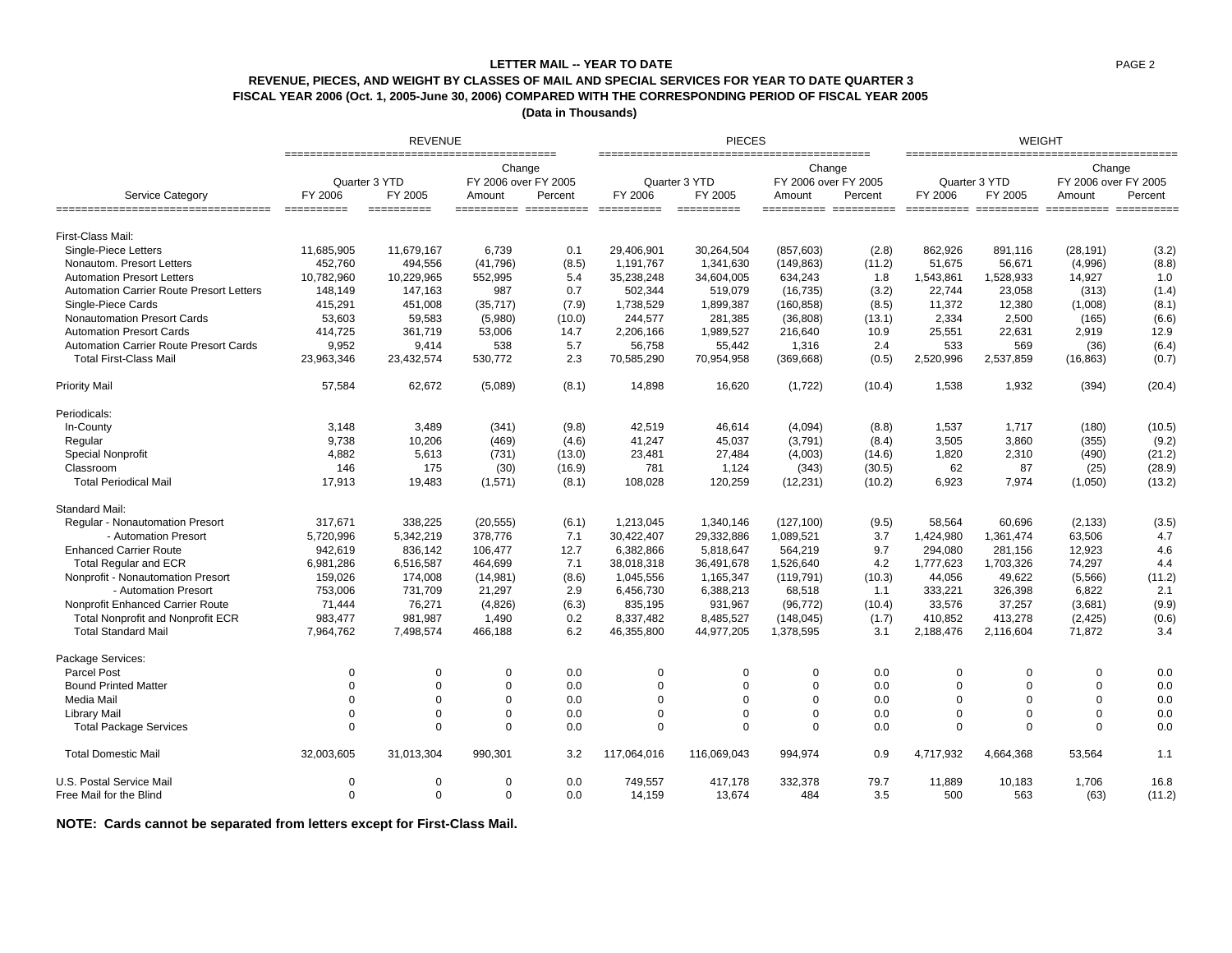**LETTER MAIL -- YEAR TO DATE**

**REVENUE, PIECES, AND WEIGHT BY CLASSES OF MAIL AND SPECIAL SERVICES FOR YEAR TO DATE QUARTER 3**
**FISCAL YEAR 2006 (Oct. 1, 2005-June 30, 2006) COMPARED WITH THE CORRESPONDING PERIOD OF FISCAL YEAR 2005**
**(Data in Thousands)**

| Service Category | REVENUE | | | | PIECES | | | | WEIGHT | | | |
|---|---|---|---|---|---|---|---|---|---|---|---|---|
| | Quarter 3 YTD | | Change FY 2006 over FY 2005 | | Quarter 3 YTD | | Change FY 2006 over FY 2005 | | Quarter 3 YTD | | Change FY 2006 over FY 2005 | |
| | FY 2006 | FY 2005 | Amount | Percent | FY 2006 | FY 2005 | Amount | Percent | FY 2006 | FY 2005 | Amount | Percent |
| First-Class Mail: | | | | | | | | | | | | |
| Single-Piece Letters | 11,685,905 | 11,679,167 | 6,739 | 0.1 | 29,406,901 | 30,264,504 | (857,603) | (2.8) | 862,926 | 891,116 | (28,191) | (3.2) |
| Nonautom. Presort Letters | 452,760 | 494,556 | (41,796) | (8.5) | 1,191,767 | 1,341,630 | (149,863) | (11.2) | 51,675 | 56,671 | (4,996) | (8.8) |
| Automation Presort Letters | 10,782,960 | 10,229,965 | 552,995 | 5.4 | 35,238,248 | 34,604,005 | 634,243 | 1.8 | 1,543,861 | 1,528,933 | 14,927 | 1.0 |
| Automation Carrier Route Presort Letters | 148,149 | 147,163 | 987 | 0.7 | 502,344 | 519,079 | (16,735) | (3.2) | 22,744 | 23,058 | (313) | (1.4) |
| Single-Piece Cards | 415,291 | 451,008 | (35,717) | (7.9) | 1,738,529 | 1,899,387 | (160,858) | (8.5) | 11,372 | 12,380 | (1,008) | (8.1) |
| Nonautomation Presort Cards | 53,603 | 59,583 | (5,980) | (10.0) | 244,577 | 281,385 | (36,808) | (13.1) | 2,334 | 2,500 | (165) | (6.6) |
| Automation Presort Cards | 414,725 | 361,719 | 53,006 | 14.7 | 2,206,166 | 1,989,527 | 216,640 | 10.9 | 25,551 | 22,631 | 2,919 | 12.9 |
| Automation Carrier Route Presort Cards | 9,952 | 9,414 | 538 | 5.7 | 56,758 | 55,442 | 1,316 | 2.4 | 533 | 569 | (36) | (6.4) |
| Total First-Class Mail | 23,963,346 | 23,432,574 | 530,772 | 2.3 | 70,585,290 | 70,954,958 | (369,668) | (0.5) | 2,520,996 | 2,537,859 | (16,863) | (0.7) |
| Priority Mail | 57,584 | 62,672 | (5,089) | (8.1) | 14,898 | 16,620 | (1,722) | (10.4) | 1,538 | 1,932 | (394) | (20.4) |
| Periodicals: | | | | | | | | | | | | |
| In-County | 3,148 | 3,489 | (341) | (9.8) | 42,519 | 46,614 | (4,094) | (8.8) | 1,537 | 1,717 | (180) | (10.5) |
| Regular | 9,738 | 10,206 | (469) | (4.6) | 41,247 | 45,037 | (3,791) | (8.4) | 3,505 | 3,860 | (355) | (9.2) |
| Special Nonprofit | 4,882 | 5,613 | (731) | (13.0) | 23,481 | 27,484 | (4,003) | (14.6) | 1,820 | 2,310 | (490) | (21.2) |
| Classroom | 146 | 175 | (30) | (16.9) | 781 | 1,124 | (343) | (30.5) | 62 | 87 | (25) | (28.9) |
| Total Periodical Mail | 17,913 | 19,483 | (1,571) | (8.1) | 108,028 | 120,259 | (12,231) | (10.2) | 6,923 | 7,974 | (1,050) | (13.2) |
| Standard Mail: | | | | | | | | | | | | |
| Regular - Nonautomation Presort | 317,671 | 338,225 | (20,555) | (6.1) | 1,213,045 | 1,340,146 | (127,100) | (9.5) | 58,564 | 60,696 | (2,133) | (3.5) |
| - Automation Presort | 5,720,996 | 5,342,219 | 378,776 | 7.1 | 30,422,407 | 29,332,886 | 1,089,521 | 3.7 | 1,424,980 | 1,361,474 | 63,506 | 4.7 |
| Enhanced Carrier Route | 942,619 | 836,142 | 106,477 | 12.7 | 6,382,866 | 5,818,647 | 564,219 | 9.7 | 294,080 | 281,156 | 12,923 | 4.6 |
| Total Regular and ECR | 6,981,286 | 6,516,587 | 464,699 | 7.1 | 38,018,318 | 36,491,678 | 1,526,640 | 4.2 | 1,777,623 | 1,703,326 | 74,297 | 4.4 |
| Nonprofit - Nonautomation Presort | 159,026 | 174,008 | (14,981) | (8.6) | 1,045,556 | 1,165,347 | (119,791) | (10.3) | 44,056 | 49,622 | (5,566) | (11.2) |
| - Automation Presort | 753,006 | 731,709 | 21,297 | 2.9 | 6,456,730 | 6,388,213 | 68,518 | 1.1 | 333,221 | 326,398 | 6,822 | 2.1 |
| Nonprofit Enhanced Carrier Route | 71,444 | 76,271 | (4,826) | (6.3) | 835,195 | 931,967 | (96,772) | (10.4) | 33,576 | 37,257 | (3,681) | (9.9) |
| Total Nonprofit and Nonprofit ECR | 983,477 | 981,987 | 1,490 | 0.2 | 8,337,482 | 8,485,527 | (148,045) | (1.7) | 410,852 | 413,278 | (2,425) | (0.6) |
| Total Standard Mail | 7,964,762 | 7,498,574 | 466,188 | 6.2 | 46,355,800 | 44,977,205 | 1,378,595 | 3.1 | 2,188,476 | 2,116,604 | 71,872 | 3.4 |
| Package Services: | | | | | | | | | | | | |
| Parcel Post | 0 | 0 | 0 | 0.0 | 0 | 0 | 0 | 0.0 | 0 | 0 | 0 | 0.0 |
| Bound Printed Matter | 0 | 0 | 0 | 0.0 | 0 | 0 | 0 | 0.0 | 0 | 0 | 0 | 0.0 |
| Media Mail | 0 | 0 | 0 | 0.0 | 0 | 0 | 0 | 0.0 | 0 | 0 | 0 | 0.0 |
| Library Mail | 0 | 0 | 0 | 0.0 | 0 | 0 | 0 | 0.0 | 0 | 0 | 0 | 0.0 |
| Total Package Services | 0 | 0 | 0 | 0.0 | 0 | 0 | 0 | 0.0 | 0 | 0 | 0 | 0.0 |
| Total Domestic Mail | 32,003,605 | 31,013,304 | 990,301 | 3.2 | 117,064,016 | 116,069,043 | 994,974 | 0.9 | 4,717,932 | 4,664,368 | 53,564 | 1.1 |
| U.S. Postal Service Mail | 0 | 0 | 0 | 0.0 | 749,557 | 417,178 | 332,378 | 79.7 | 11,889 | 10,183 | 1,706 | 16.8 |
| Free Mail for the Blind | 0 | 0 | 0 | 0.0 | 14,159 | 13,674 | 484 | 3.5 | 500 | 563 | (63) | (11.2) |

**NOTE: Cards cannot be separated from letters except for First-Class Mail.**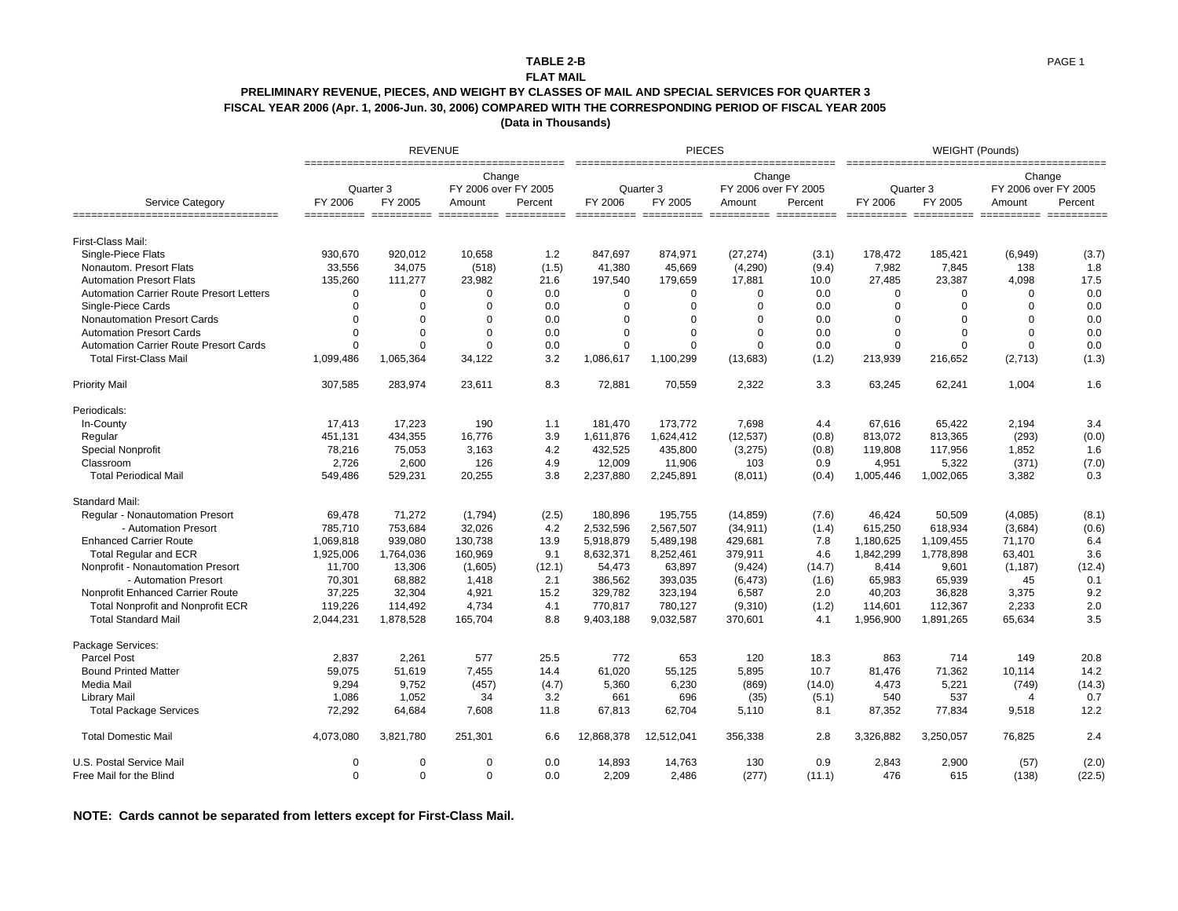**TABLE 2-B**

**FLAT MAIL**

**PRELIMINARY REVENUE, PIECES, AND WEIGHT BY CLASSES OF MAIL AND SPECIAL SERVICES FOR QUARTER 3 FISCAL YEAR 2006 (Apr. 1, 2006-Jun. 30, 2006) COMPARED WITH THE CORRESPONDING PERIOD OF FISCAL YEAR 2005**

**(Data in Thousands)**

| | REVENUE | | | | PIECES | | | | WEIGHT (Pounds) | | | |
|---|---|---|---|---|---|---|---|---|---|---|---|---|
| | Quarter 3 | | Change FY 2006 over FY 2005 | | Quarter 3 | | Change FY 2006 over FY 2005 | | Quarter 3 | | Change FY 2006 over FY 2005 | |
| Service Category | FY 2006 | FY 2005 | Amount | Percent | FY 2006 | FY 2005 | Amount | Percent | FY 2006 | FY 2005 | Amount | Percent |
| First-Class Mail: | | | | | | | | | | | | |
| Single-Piece Flats | 930,670 | 920,012 | 10,658 | 1.2 | 847,697 | 874,971 | (27,274) | (3.1) | 178,472 | 185,421 | (6,949) | (3.7) |
| Nonautom. Presort Flats | 33,556 | 34,075 | (518) | (1.5) | 41,380 | 45,669 | (4,290) | (9.4) | 7,982 | 7,845 | 138 | 1.8 |
| Automation Presort Flats | 135,260 | 111,277 | 23,982 | 21.6 | 197,540 | 179,659 | 17,881 | 10.0 | 27,485 | 23,387 | 4,098 | 17.5 |
| Automation Carrier Route Presort Letters | 0 | 0 | 0 | 0.0 | 0 | 0 | 0 | 0.0 | 0 | 0 | 0 | 0.0 |
| Single-Piece Cards | 0 | 0 | 0 | 0.0 | 0 | 0 | 0 | 0.0 | 0 | 0 | 0 | 0.0 |
| Nonautomation Presort Cards | 0 | 0 | 0 | 0.0 | 0 | 0 | 0 | 0.0 | 0 | 0 | 0 | 0.0 |
| Automation Presort Cards | 0 | 0 | 0 | 0.0 | 0 | 0 | 0 | 0.0 | 0 | 0 | 0 | 0.0 |
| Automation Carrier Route Presort Cards | 0 | 0 | 0 | 0.0 | 0 | 0 | 0 | 0.0 | 0 | 0 | 0 | 0.0 |
| Total First-Class Mail | 1,099,486 | 1,065,364 | 34,122 | 3.2 | 1,086,617 | 1,100,299 | (13,683) | (1.2) | 213,939 | 216,652 | (2,713) | (1.3) |
| Priority Mail | 307,585 | 283,974 | 23,611 | 8.3 | 72,881 | 70,559 | 2,322 | 3.3 | 63,245 | 62,241 | 1,004 | 1.6 |
| Periodicals: | | | | | | | | | | | | |
| In-County | 17,413 | 17,223 | 190 | 1.1 | 181,470 | 173,772 | 7,698 | 4.4 | 67,616 | 65,422 | 2,194 | 3.4 |
| Regular | 451,131 | 434,355 | 16,776 | 3.9 | 1,611,876 | 1,624,412 | (12,537) | (0.8) | 813,072 | 813,365 | (293) | (0.0) |
| Special Nonprofit | 78,216 | 75,053 | 3,163 | 4.2 | 432,525 | 435,800 | (3,275) | (0.8) | 119,808 | 117,956 | 1,852 | 1.6 |
| Classroom | 2,726 | 2,600 | 126 | 4.9 | 12,009 | 11,906 | 103 | 0.9 | 4,951 | 5,322 | (371) | (7.0) |
| Total Periodical Mail | 549,486 | 529,231 | 20,255 | 3.8 | 2,237,880 | 2,245,891 | (8,011) | (0.4) | 1,005,446 | 1,002,065 | 3,382 | 0.3 |
| Standard Mail: | | | | | | | | | | | | |
| Regular - Nonautomation Presort | 69,478 | 71,272 | (1,794) | (2.5) | 180,896 | 195,755 | (14,859) | (7.6) | 46,424 | 50,509 | (4,085) | (8.1) |
| - Automation Presort | 785,710 | 753,684 | 32,026 | 4.2 | 2,532,596 | 2,567,507 | (34,911) | (1.4) | 615,250 | 618,934 | (3,684) | (0.6) |
| Enhanced Carrier Route | 1,069,818 | 939,080 | 130,738 | 13.9 | 5,918,879 | 5,489,198 | 429,681 | 7.8 | 1,180,625 | 1,109,455 | 71,170 | 6.4 |
| Total Regular and ECR | 1,925,006 | 1,764,036 | 160,969 | 9.1 | 8,632,371 | 8,252,461 | 379,911 | 4.6 | 1,842,299 | 1,778,898 | 63,401 | 3.6 |
| Nonprofit - Nonautomation Presort | 11,700 | 13,306 | (1,605) | (12.1) | 54,473 | 63,897 | (9,424) | (14.7) | 8,414 | 9,601 | (1,187) | (12.4) |
| - Automation Presort | 70,301 | 68,882 | 1,418 | 2.1 | 386,562 | 393,035 | (6,473) | (1.6) | 65,983 | 65,939 | 45 | 0.1 |
| Nonprofit Enhanced Carrier Route | 37,225 | 32,304 | 4,921 | 15.2 | 329,782 | 323,194 | 6,587 | 2.0 | 40,203 | 36,828 | 3,375 | 9.2 |
| Total Nonprofit and Nonprofit ECR | 119,226 | 114,492 | 4,734 | 4.1 | 770,817 | 780,127 | (9,310) | (1.2) | 114,601 | 112,367 | 2,233 | 2.0 |
| Total Standard Mail | 2,044,231 | 1,878,528 | 165,704 | 8.8 | 9,403,188 | 9,032,587 | 370,601 | 4.1 | 1,956,900 | 1,891,265 | 65,634 | 3.5 |
| Package Services: | | | | | | | | | | | | |
| Parcel Post | 2,837 | 2,261 | 577 | 25.5 | 772 | 653 | 120 | 18.3 | 863 | 714 | 149 | 20.8 |
| Bound Printed Matter | 59,075 | 51,619 | 7,455 | 14.4 | 61,020 | 55,125 | 5,895 | 10.7 | 81,476 | 71,362 | 10,114 | 14.2 |
| Media Mail | 9,294 | 9,752 | (457) | (4.7) | 5,360 | 6,230 | (869) | (14.0) | 4,473 | 5,221 | (749) | (14.3) |
| Library Mail | 1,086 | 1,052 | 34 | 3.2 | 661 | 696 | (35) | (5.1) | 540 | 537 | 4 | 0.7 |
| Total Package Services | 72,292 | 64,684 | 7,608 | 11.8 | 67,813 | 62,704 | 5,110 | 8.1 | 87,352 | 77,834 | 9,518 | 12.2 |
| Total Domestic Mail | 4,073,080 | 3,821,780 | 251,301 | 6.6 | 12,868,378 | 12,512,041 | 356,338 | 2.8 | 3,326,882 | 3,250,057 | 76,825 | 2.4 |
| U.S. Postal Service Mail | 0 | 0 | 0 | 0.0 | 14,893 | 14,763 | 130 | 0.9 | 2,843 | 2,900 | (57) | (2.0) |
| Free Mail for the Blind | 0 | 0 | 0 | 0.0 | 2,209 | 2,486 | (277) | (11.1) | 476 | 615 | (138) | (22.5) |

**NOTE: Cards cannot be separated from letters except for First-Class Mail.**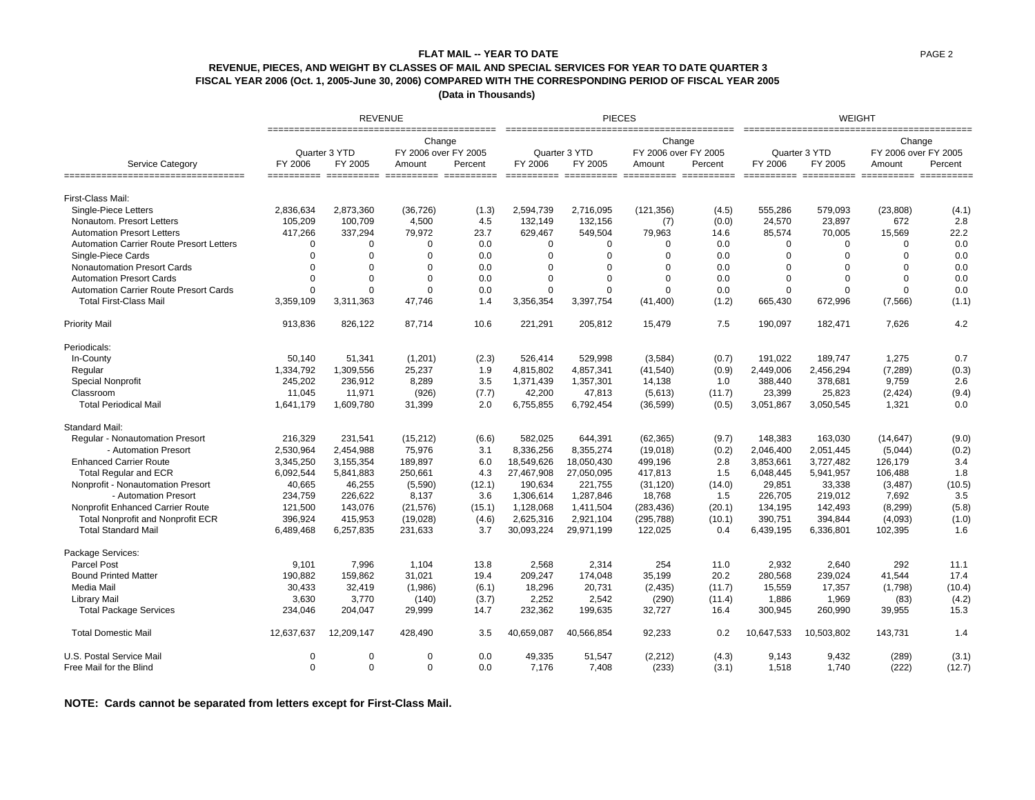**FLAT MAIL -- YEAR TO DATE**

**REVENUE, PIECES, AND WEIGHT BY CLASSES OF MAIL AND SPECIAL SERVICES FOR YEAR TO DATE QUARTER 3**
**FISCAL YEAR 2006 (Oct. 1, 2005-June 30, 2006) COMPARED WITH THE CORRESPONDING PERIOD OF FISCAL YEAR 2005**
**(Data in Thousands)**

| Service Category | REVENUE | | | | PIECES | | | | WEIGHT | | | |
|---|---|---|---|---|---|---|---|---|---|---|---|---|
| | Quarter 3 YTD | | Change FY 2006 over FY 2005 | | Quarter 3 YTD | | Change FY 2006 over FY 2005 | | Quarter 3 YTD | | Change FY 2006 over FY 2005 | |
| | FY 2006 | FY 2005 | Amount | Percent | FY 2006 | FY 2005 | Amount | Percent | FY 2006 | FY 2005 | Amount | Percent |
| First-Class Mail: | | | | | | | | | | | | |
| Single-Piece Letters | 2,836,634 | 2,873,360 | (36,726) | (1.3) | 2,594,739 | 2,716,095 | (121,356) | (4.5) | 555,286 | 579,093 | (23,808) | (4.1) |
| Nonautom. Presort Letters | 105,209 | 100,709 | 4,500 | 4.5 | 132,149 | 132,156 | (7) | (0.0) | 24,570 | 23,897 | 672 | 2.8 |
| Automation Presort Letters | 417,266 | 337,294 | 79,972 | 23.7 | 629,467 | 549,504 | 79,963 | 14.6 | 85,574 | 70,005 | 15,569 | 22.2 |
| Automation Carrier Route Presort Letters | 0 | 0 | 0 | 0.0 | 0 | 0 | 0 | 0.0 | 0 | 0 | 0 | 0.0 |
| Single-Piece Cards | 0 | 0 | 0 | 0.0 | 0 | 0 | 0 | 0.0 | 0 | 0 | 0 | 0.0 |
| Nonautomation Presort Cards | 0 | 0 | 0 | 0.0 | 0 | 0 | 0 | 0.0 | 0 | 0 | 0 | 0.0 |
| Automation Presort Cards | 0 | 0 | 0 | 0.0 | 0 | 0 | 0 | 0.0 | 0 | 0 | 0 | 0.0 |
| Automation Carrier Route Presort Cards | 0 | 0 | 0 | 0.0 | 0 | 0 | 0 | 0.0 | 0 | 0 | 0 | 0.0 |
| Total First-Class Mail | 3,359,109 | 3,311,363 | 47,746 | 1.4 | 3,356,354 | 3,397,754 | (41,400) | (1.2) | 665,430 | 672,996 | (7,566) | (1.1) |
| Priority Mail | 913,836 | 826,122 | 87,714 | 10.6 | 221,291 | 205,812 | 15,479 | 7.5 | 190,097 | 182,471 | 7,626 | 4.2 |
| Periodicals: | | | | | | | | | | | | |
| In-County | 50,140 | 51,341 | (1,201) | (2.3) | 526,414 | 529,998 | (3,584) | (0.7) | 191,022 | 189,747 | 1,275 | 0.7 |
| Regular | 1,334,792 | 1,309,556 | 25,237 | 1.9 | 4,815,802 | 4,857,341 | (41,540) | (0.9) | 2,449,006 | 2,456,294 | (7,289) | (0.3) |
| Special Nonprofit | 245,202 | 236,912 | 8,289 | 3.5 | 1,371,439 | 1,357,301 | 14,138 | 1.0 | 388,440 | 378,681 | 9,759 | 2.6 |
| Classroom | 11,045 | 11,971 | (926) | (7.7) | 42,200 | 47,813 | (5,613) | (11.7) | 23,399 | 25,823 | (2,424) | (9.4) |
| Total Periodical Mail | 1,641,179 | 1,609,780 | 31,399 | 2.0 | 6,755,855 | 6,792,454 | (36,599) | (0.5) | 3,051,867 | 3,050,545 | 1,321 | 0.0 |
| Standard Mail: | | | | | | | | | | | | |
| Regular - Nonautomation Presort | 216,329 | 231,541 | (15,212) | (6.6) | 582,025 | 644,391 | (62,365) | (9.7) | 148,383 | 163,030 | (14,647) | (9.0) |
| - Automation Presort | 2,530,964 | 2,454,988 | 75,976 | 3.1 | 8,336,256 | 8,355,274 | (19,018) | (0.2) | 2,046,400 | 2,051,445 | (5,044) | (0.2) |
| Enhanced Carrier Route | 3,345,250 | 3,155,354 | 189,897 | 6.0 | 18,549,626 | 18,050,430 | 499,196 | 2.8 | 3,853,661 | 3,727,482 | 126,179 | 3.4 |
| Total Regular and ECR | 6,092,544 | 5,841,883 | 250,661 | 4.3 | 27,467,908 | 27,050,095 | 417,813 | 1.5 | 6,048,445 | 5,941,957 | 106,488 | 1.8 |
| Nonprofit - Nonautomation Presort | 40,665 | 46,255 | (5,590) | (12.1) | 190,634 | 221,755 | (31,120) | (14.0) | 29,851 | 33,338 | (3,487) | (10.5) |
| - Automation Presort | 234,759 | 226,622 | 8,137 | 3.6 | 1,306,614 | 1,287,846 | 18,768 | 1.5 | 226,705 | 219,012 | 7,692 | 3.5 |
| Nonprofit Enhanced Carrier Route | 121,500 | 143,076 | (21,576) | (15.1) | 1,128,068 | 1,411,504 | (283,436) | (20.1) | 134,195 | 142,493 | (8,299) | (5.8) |
| Total Nonprofit and Nonprofit ECR | 396,924 | 415,953 | (19,028) | (4.6) | 2,625,316 | 2,921,104 | (295,788) | (10.1) | 390,751 | 394,844 | (4,093) | (1.0) |
| Total Standard Mail | 6,489,468 | 6,257,835 | 231,633 | 3.7 | 30,093,224 | 29,971,199 | 122,025 | 0.4 | 6,439,195 | 6,336,801 | 102,395 | 1.6 |
| Package Services: | | | | | | | | | | | | |
| Parcel Post | 9,101 | 7,996 | 1,104 | 13.8 | 2,568 | 2,314 | 254 | 11.0 | 2,932 | 2,640 | 292 | 11.1 |
| Bound Printed Matter | 190,882 | 159,862 | 31,021 | 19.4 | 209,247 | 174,048 | 35,199 | 20.2 | 280,568 | 239,024 | 41,544 | 17.4 |
| Media Mail | 30,433 | 32,419 | (1,986) | (6.1) | 18,296 | 20,731 | (2,435) | (11.7) | 15,559 | 17,357 | (1,798) | (10.4) |
| Library Mail | 3,630 | 3,770 | (140) | (3.7) | 2,252 | 2,542 | (290) | (11.4) | 1,886 | 1,969 | (83) | (4.2) |
| Total Package Services | 234,046 | 204,047 | 29,999 | 14.7 | 232,362 | 199,635 | 32,727 | 16.4 | 300,945 | 260,990 | 39,955 | 15.3 |
| Total Domestic Mail | 12,637,637 | 12,209,147 | 428,490 | 3.5 | 40,659,087 | 40,566,854 | 92,233 | 0.2 | 10,647,533 | 10,503,802 | 143,731 | 1.4 |
| U.S. Postal Service Mail | 0 | 0 | 0 | 0.0 | 49,335 | 51,547 | (2,212) | (4.3) | 9,143 | 9,432 | (289) | (3.1) |
| Free Mail for the Blind | 0 | 0 | 0 | 0.0 | 7,176 | 7,408 | (233) | (3.1) | 1,518 | 1,740 | (222) | (12.7) |

**NOTE: Cards cannot be separated from letters except for First-Class Mail.**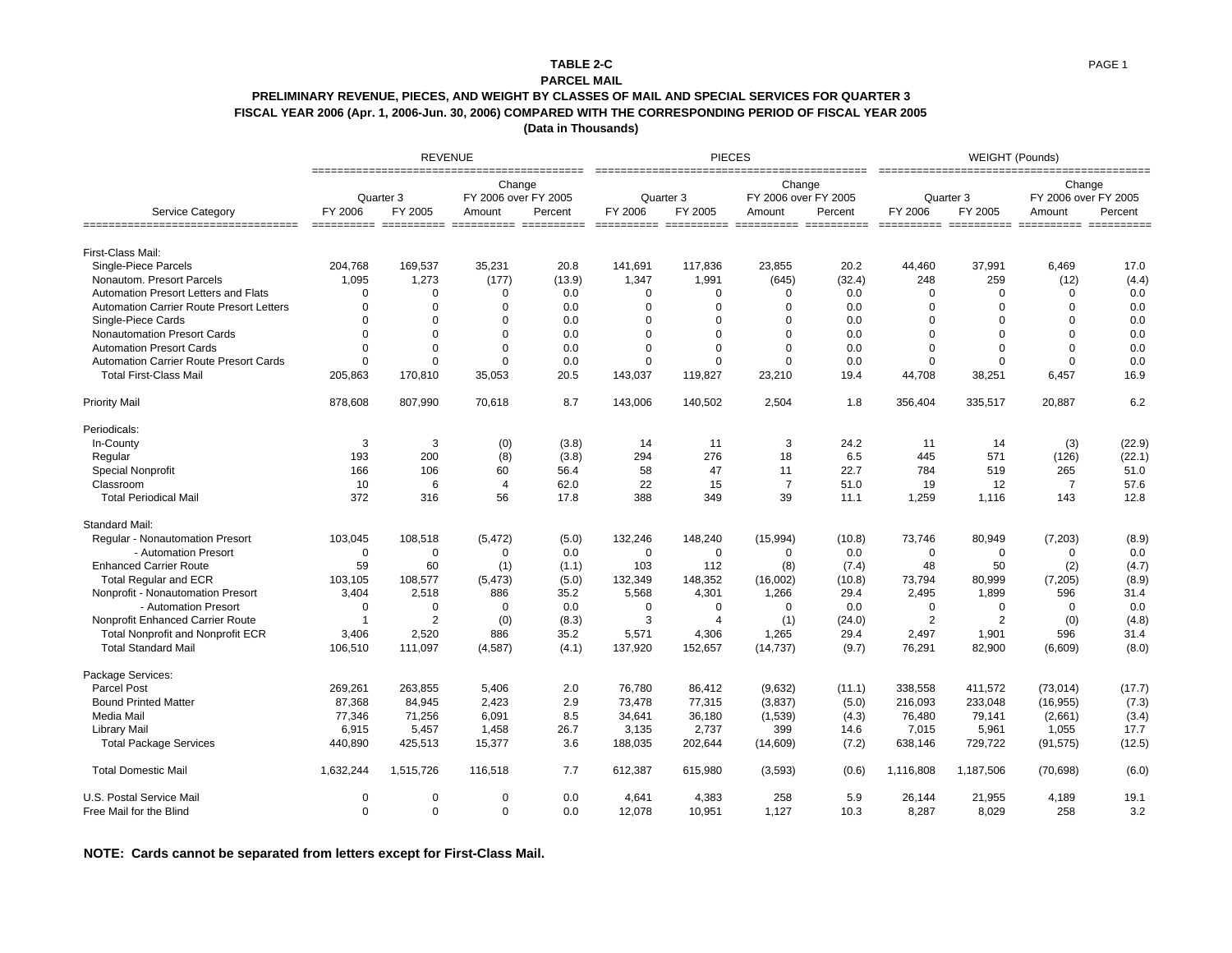**TABLE 2-C**

**PARCEL MAIL**

**PRELIMINARY REVENUE, PIECES, AND WEIGHT BY CLASSES OF MAIL AND SPECIAL SERVICES FOR QUARTER 3 FISCAL YEAR 2006 (Apr. 1, 2006-Jun. 30, 2006) COMPARED WITH THE CORRESPONDING PERIOD OF FISCAL YEAR 2005**

**(Data in Thousands)**

| | REVENUE | | | | PIECES | | | | WEIGHT (Pounds) | | | |
|---|---|---|---|---|---|---|---|---|---|---|---|---|
| | Quarter 3 | | Change FY 2006 over FY 2005 | | Quarter 3 | | Change FY 2006 over FY 2005 | | Quarter 3 | | Change FY 2006 over FY 2005 | |
| Service Category | FY 2006 | FY 2005 | Amount | Percent | FY 2006 | FY 2005 | Amount | Percent | FY 2006 | FY 2005 | Amount | Percent |
| First-Class Mail: | | | | | | | | | | | | |
| Single-Piece Parcels | 204,768 | 169,537 | 35,231 | 20.8 | 141,691 | 117,836 | 23,855 | 20.2 | 44,460 | 37,991 | 6,469 | 17.0 |
| Nonautom. Presort Parcels | 1,095 | 1,273 | (177) | (13.9) | 1,347 | 1,991 | (645) | (32.4) | 248 | 259 | (12) | (4.4) |
| Automation Presort Letters and Flats | 0 | 0 | 0 | 0.0 | 0 | 0 | 0 | 0.0 | 0 | 0 | 0 | 0.0 |
| Automation Carrier Route Presort Letters | 0 | 0 | 0 | 0.0 | 0 | 0 | 0 | 0.0 | 0 | 0 | 0 | 0.0 |
| Single-Piece Cards | 0 | 0 | 0 | 0.0 | 0 | 0 | 0 | 0.0 | 0 | 0 | 0 | 0.0 |
| Nonautomation Presort Cards | 0 | 0 | 0 | 0.0 | 0 | 0 | 0 | 0.0 | 0 | 0 | 0 | 0.0 |
| Automation Presort Cards | 0 | 0 | 0 | 0.0 | 0 | 0 | 0 | 0.0 | 0 | 0 | 0 | 0.0 |
| Automation Carrier Route Presort Cards | 0 | 0 | 0 | 0.0 | 0 | 0 | 0 | 0.0 | 0 | 0 | 0 | 0.0 |
| Total First-Class Mail | 205,863 | 170,810 | 35,053 | 20.5 | 143,037 | 119,827 | 23,210 | 19.4 | 44,708 | 38,251 | 6,457 | 16.9 |
| Priority Mail | 878,608 | 807,990 | 70,618 | 8.7 | 143,006 | 140,502 | 2,504 | 1.8 | 356,404 | 335,517 | 20,887 | 6.2 |
| Periodicals: | | | | | | | | | | | | |
| In-County | 3 | 3 | (0) | (3.8) | 14 | 11 | 3 | 24.2 | 11 | 14 | (3) | (22.9) |
| Regular | 193 | 200 | (8) | (3.8) | 294 | 276 | 18 | 6.5 | 445 | 571 | (126) | (22.1) |
| Special Nonprofit | 166 | 106 | 60 | 56.4 | 58 | 47 | 11 | 22.7 | 784 | 519 | 265 | 51.0 |
| Classroom | 10 | 6 | 4 | 62.0 | 22 | 15 | 7 | 51.0 | 19 | 12 | 7 | 57.6 |
| Total Periodical Mail | 372 | 316 | 56 | 17.8 | 388 | 349 | 39 | 11.1 | 1,259 | 1,116 | 143 | 12.8 |
| Standard Mail: | | | | | | | | | | | | |
| Regular - Nonautomation Presort | 103,045 | 108,518 | (5,472) | (5.0) | 132,246 | 148,240 | (15,994) | (10.8) | 73,746 | 80,949 | (7,203) | (8.9) |
| - Automation Presort | 0 | 0 | 0 | 0.0 | 0 | 0 | 0 | 0.0 | 0 | 0 | 0 | 0.0 |
| Enhanced Carrier Route | 59 | 60 | (1) | (1.1) | 103 | 112 | (8) | (7.4) | 48 | 50 | (2) | (4.7) |
| Total Regular and ECR | 103,105 | 108,577 | (5,473) | (5.0) | 132,349 | 148,352 | (16,002) | (10.8) | 73,794 | 80,999 | (7,205) | (8.9) |
| Nonprofit - Nonautomation Presort | 3,404 | 2,518 | 886 | 35.2 | 5,568 | 4,301 | 1,266 | 29.4 | 2,495 | 1,899 | 596 | 31.4 |
| - Automation Presort | 0 | 0 | 0 | 0.0 | 0 | 0 | 0 | 0.0 | 0 | 0 | 0 | 0.0 |
| Nonprofit Enhanced Carrier Route | 1 | 2 | (0) | (8.3) | 3 | 4 | (1) | (24.0) | 2 | 2 | (0) | (4.8) |
| Total Nonprofit and Nonprofit ECR | 3,406 | 2,520 | 886 | 35.2 | 5,571 | 4,306 | 1,265 | 29.4 | 2,497 | 1,901 | 596 | 31.4 |
| Total Standard Mail | 106,510 | 111,097 | (4,587) | (4.1) | 137,920 | 152,657 | (14,737) | (9.7) | 76,291 | 82,900 | (6,609) | (8.0) |
| Package Services: | | | | | | | | | | | | |
| Parcel Post | 269,261 | 263,855 | 5,406 | 2.0 | 76,780 | 86,412 | (9,632) | (11.1) | 338,558 | 411,572 | (73,014) | (17.7) |
| Bound Printed Matter | 87,368 | 84,945 | 2,423 | 2.9 | 73,478 | 77,315 | (3,837) | (5.0) | 216,093 | 233,048 | (16,955) | (7.3) |
| Media Mail | 77,346 | 71,256 | 6,091 | 8.5 | 34,641 | 36,180 | (1,539) | (4.3) | 76,480 | 79,141 | (2,661) | (3.4) |
| Library Mail | 6,915 | 5,457 | 1,458 | 26.7 | 3,135 | 2,737 | 399 | 14.6 | 7,015 | 5,961 | 1,055 | 17.7 |
| Total Package Services | 440,890 | 425,513 | 15,377 | 3.6 | 188,035 | 202,644 | (14,609) | (7.2) | 638,146 | 729,722 | (91,575) | (12.5) |
| Total Domestic Mail | 1,632,244 | 1,515,726 | 116,518 | 7.7 | 612,387 | 615,980 | (3,593) | (0.6) | 1,116,808 | 1,187,506 | (70,698) | (6.0) |
| U.S. Postal Service Mail | 0 | 0 | 0 | 0.0 | 4,641 | 4,383 | 258 | 5.9 | 26,144 | 21,955 | 4,189 | 19.1 |
| Free Mail for the Blind | 0 | 0 | 0 | 0.0 | 12,078 | 10,951 | 1,127 | 10.3 | 8,287 | 8,029 | 258 | 3.2 |

**NOTE: Cards cannot be separated from letters except for First-Class Mail.**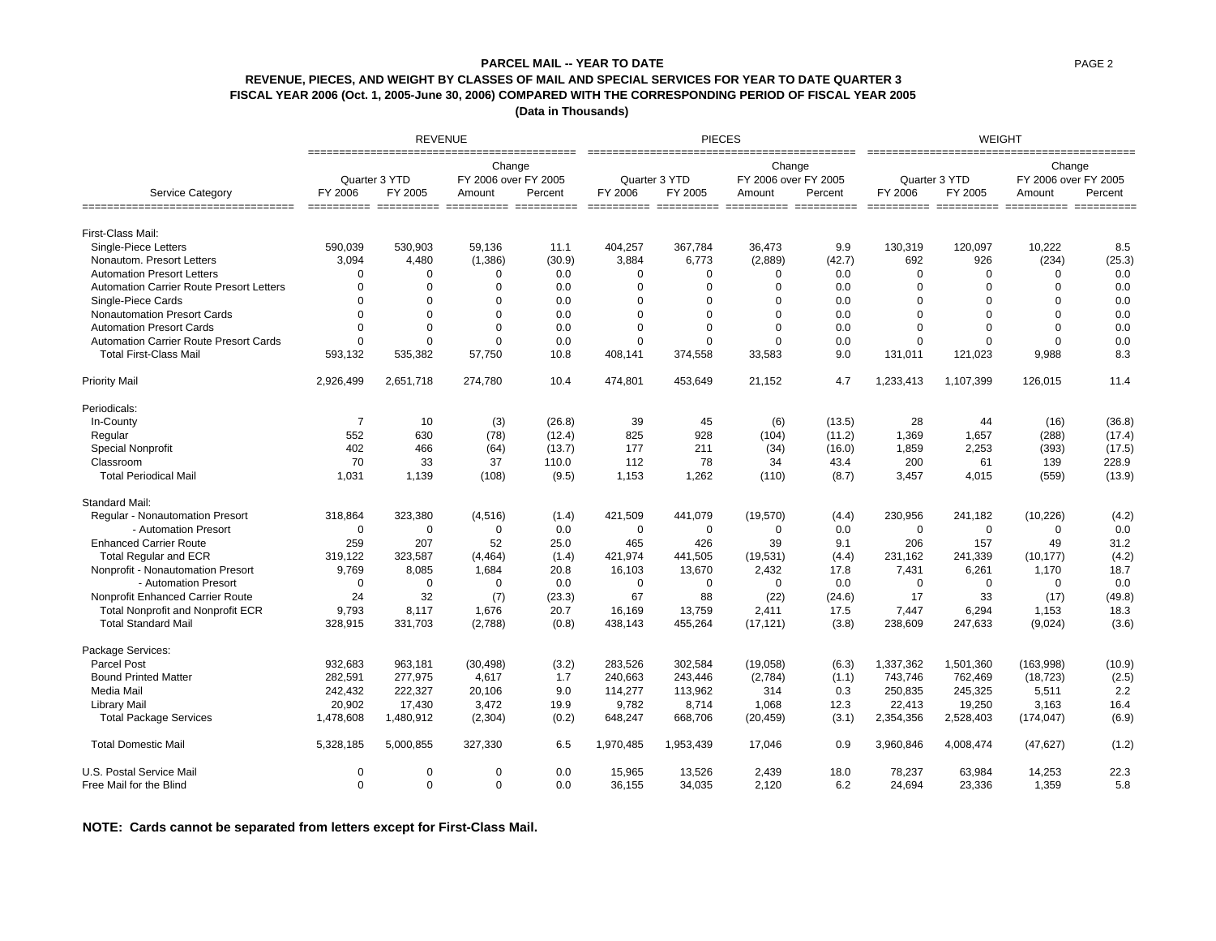**PARCEL MAIL -- YEAR TO DATE**

**REVENUE, PIECES, AND WEIGHT BY CLASSES OF MAIL AND SPECIAL SERVICES FOR YEAR TO DATE QUARTER 3**

**FISCAL YEAR 2006 (Oct. 1, 2005-June 30, 2006) COMPARED WITH THE CORRESPONDING PERIOD OF FISCAL YEAR 2005**

**(Data in Thousands)**

| | REVENUE | | | | PIECES | | | | WEIGHT | | | |
|---|---|---|---|---|---|---|---|---|---|---|---|---|
| | Quarter 3 YTD | | Change FY 2006 over FY 2005 | | Quarter 3 YTD | | Change FY 2006 over FY 2005 | | Quarter 3 YTD | | Change FY 2006 over FY 2005 | |
| Service Category | FY 2006 | FY 2005 | Amount | Percent | FY 2006 | FY 2005 | Amount | Percent | FY 2006 | FY 2005 | Amount | Percent |
| First-Class Mail: | | | | | | | | | | | | |
| Single-Piece Letters | 590,039 | 530,903 | 59,136 | 11.1 | 404,257 | 367,784 | 36,473 | 9.9 | 130,319 | 120,097 | 10,222 | 8.5 |
| Nonautom. Presort Letters | 3,094 | 4,480 | (1,386) | (30.9) | 3,884 | 6,773 | (2,889) | (42.7) | 692 | 926 | (234) | (25.3) |
| Automation Presort Letters | 0 | 0 | 0 | 0.0 | 0 | 0 | 0 | 0.0 | 0 | 0 | 0 | 0.0 |
| Automation Carrier Route Presort Letters | 0 | 0 | 0 | 0.0 | 0 | 0 | 0 | 0.0 | 0 | 0 | 0 | 0.0 |
| Single-Piece Cards | 0 | 0 | 0 | 0.0 | 0 | 0 | 0 | 0.0 | 0 | 0 | 0 | 0.0 |
| Nonautomation Presort Cards | 0 | 0 | 0 | 0.0 | 0 | 0 | 0 | 0.0 | 0 | 0 | 0 | 0.0 |
| Automation Presort Cards | 0 | 0 | 0 | 0.0 | 0 | 0 | 0 | 0.0 | 0 | 0 | 0 | 0.0 |
| Automation Carrier Route Presort Cards | 0 | 0 | 0 | 0.0 | 0 | 0 | 0 | 0.0 | 0 | 0 | 0 | 0.0 |
| Total First-Class Mail | 593,132 | 535,382 | 57,750 | 10.8 | 408,141 | 374,558 | 33,583 | 9.0 | 131,011 | 121,023 | 9,988 | 8.3 |
| Priority Mail | 2,926,499 | 2,651,718 | 274,780 | 10.4 | 474,801 | 453,649 | 21,152 | 4.7 | 1,233,413 | 1,107,399 | 126,015 | 11.4 |
| Periodicals: | | | | | | | | | | | | |
| In-County | 7 | 10 | (3) | (26.8) | 39 | 45 | (6) | (13.5) | 28 | 44 | (16) | (36.8) |
| Regular | 552 | 630 | (78) | (12.4) | 825 | 928 | (104) | (11.2) | 1,369 | 1,657 | (288) | (17.4) |
| Special Nonprofit | 402 | 466 | (64) | (13.7) | 177 | 211 | (34) | (16.0) | 1,859 | 2,253 | (393) | (17.5) |
| Classroom | 70 | 33 | 37 | 110.0 | 112 | 78 | 34 | 43.4 | 200 | 61 | 139 | 228.9 |
| Total Periodical Mail | 1,031 | 1,139 | (108) | (9.5) | 1,153 | 1,262 | (110) | (8.7) | 3,457 | 4,015 | (559) | (13.9) |
| Standard Mail: | | | | | | | | | | | | |
| Regular - Nonautomation Presort | 318,864 | 323,380 | (4,516) | (1.4) | 421,509 | 441,079 | (19,570) | (4.4) | 230,956 | 241,182 | (10,226) | (4.2) |
| - Automation Presort | 0 | 0 | 0 | 0.0 | 0 | 0 | 0 | 0.0 | 0 | 0 | 0 | 0.0 |
| Enhanced Carrier Route | 259 | 207 | 52 | 25.0 | 465 | 426 | 39 | 9.1 | 206 | 157 | 49 | 31.2 |
| Total Regular and ECR | 319,122 | 323,587 | (4,464) | (1.4) | 421,974 | 441,505 | (19,531) | (4.4) | 231,162 | 241,339 | (10,177) | (4.2) |
| Nonprofit - Nonautomation Presort | 9,769 | 8,085 | 1,684 | 20.8 | 16,103 | 13,670 | 2,432 | 17.8 | 7,431 | 6,261 | 1,170 | 18.7 |
| - Automation Presort | 0 | 0 | 0 | 0.0 | 0 | 0 | 0 | 0.0 | 0 | 0 | 0 | 0.0 |
| Nonprofit Enhanced Carrier Route | 24 | 32 | (7) | (23.3) | 67 | 88 | (22) | (24.6) | 17 | 33 | (17) | (49.8) |
| Total Nonprofit and Nonprofit ECR | 9,793 | 8,117 | 1,676 | 20.7 | 16,169 | 13,759 | 2,411 | 17.5 | 7,447 | 6,294 | 1,153 | 18.3 |
| Total Standard Mail | 328,915 | 331,703 | (2,788) | (0.8) | 438,143 | 455,264 | (17,121) | (3.8) | 238,609 | 247,633 | (9,024) | (3.6) |
| Package Services: | | | | | | | | | | | | |
| Parcel Post | 932,683 | 963,181 | (30,498) | (3.2) | 283,526 | 302,584 | (19,058) | (6.3) | 1,337,362 | 1,501,360 | (163,998) | (10.9) |
| Bound Printed Matter | 282,591 | 277,975 | 4,617 | 1.7 | 240,663 | 243,446 | (2,784) | (1.1) | 743,746 | 762,469 | (18,723) | (2.5) |
| Media Mail | 242,432 | 222,327 | 20,106 | 9.0 | 114,277 | 113,962 | 314 | 0.3 | 250,835 | 245,325 | 5,511 | 2.2 |
| Library Mail | 20,902 | 17,430 | 3,472 | 19.9 | 9,782 | 8,714 | 1,068 | 12.3 | 22,413 | 19,250 | 3,163 | 16.4 |
| Total Package Services | 1,478,608 | 1,480,912 | (2,304) | (0.2) | 648,247 | 668,706 | (20,459) | (3.1) | 2,354,356 | 2,528,403 | (174,047) | (6.9) |
| Total Domestic Mail | 5,328,185 | 5,000,855 | 327,330 | 6.5 | 1,970,485 | 1,953,439 | 17,046 | 0.9 | 3,960,846 | 4,008,474 | (47,627) | (1.2) |
| U.S. Postal Service Mail | 0 | 0 | 0 | 0.0 | 15,965 | 13,526 | 2,439 | 18.0 | 78,237 | 63,984 | 14,253 | 22.3 |
| Free Mail for the Blind | 0 | 0 | 0 | 0.0 | 36,155 | 34,035 | 2,120 | 6.2 | 24,694 | 23,336 | 1,359 | 5.8 |

**NOTE: Cards cannot be separated from letters except for First-Class Mail.**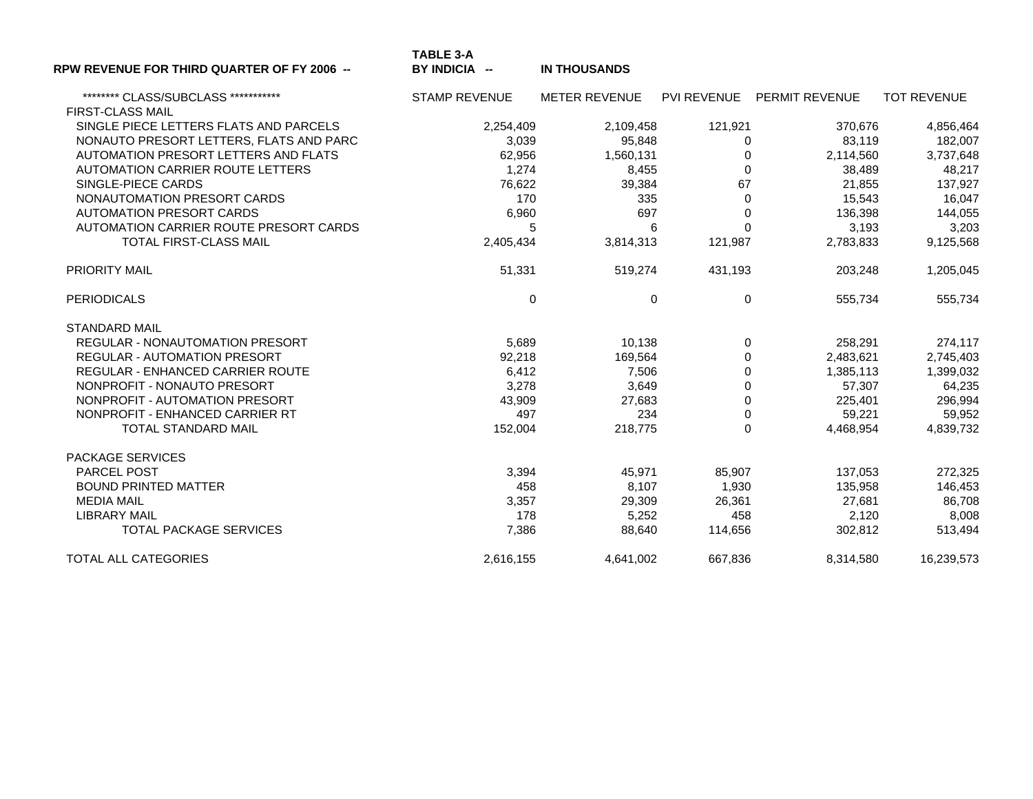**RPW REVENUE FOR THIRD QUARTER OF FY 2006 --** **TABLE 3-A BY INDICIA --** **IN THOUSANDS**

| ******** CLASS/SUBCLASS *********** | STAMP REVENUE | METER REVENUE | PVI REVENUE | PERMIT REVENUE | TOT REVENUE |
|---|---|---|---|---|---|
| FIRST-CLASS MAIL | | | | | |
| SINGLE PIECE LETTERS FLATS AND PARCELS | 2,254,409 | 2,109,458 | 121,921 | 370,676 | 4,856,464 |
| NONAUTO PRESORT LETTERS, FLATS AND PARC | 3,039 | 95,848 | 0 | 83,119 | 182,007 |
| AUTOMATION PRESORT LETTERS AND FLATS | 62,956 | 1,560,131 | 0 | 2,114,560 | 3,737,648 |
| AUTOMATION CARRIER ROUTE LETTERS | 1,274 | 8,455 | 0 | 38,489 | 48,217 |
| SINGLE-PIECE CARDS | 76,622 | 39,384 | 67 | 21,855 | 137,927 |
| NONAUTOMATION PRESORT CARDS | 170 | 335 | 0 | 15,543 | 16,047 |
| AUTOMATION PRESORT CARDS | 6,960 | 697 | 0 | 136,398 | 144,055 |
| AUTOMATION CARRIER ROUTE PRESORT CARDS | 5 | 6 | 0 | 3,193 | 3,203 |
| TOTAL FIRST-CLASS MAIL | 2,405,434 | 3,814,313 | 121,987 | 2,783,833 | 9,125,568 |
| PRIORITY MAIL | 51,331 | 519,274 | 431,193 | 203,248 | 1,205,045 |
| PERIODICALS | 0 | 0 | 0 | 555,734 | 555,734 |
| STANDARD MAIL | | | | | |
| REGULAR - NONAUTOMATION PRESORT | 5,689 | 10,138 | 0 | 258,291 | 274,117 |
| REGULAR - AUTOMATION PRESORT | 92,218 | 169,564 | 0 | 2,483,621 | 2,745,403 |
| REGULAR - ENHANCED CARRIER ROUTE | 6,412 | 7,506 | 0 | 1,385,113 | 1,399,032 |
| NONPROFIT - NONAUTO PRESORT | 3,278 | 3,649 | 0 | 57,307 | 64,235 |
| NONPROFIT - AUTOMATION PRESORT | 43,909 | 27,683 | 0 | 225,401 | 296,994 |
| NONPROFIT - ENHANCED CARRIER RT | 497 | 234 | 0 | 59,221 | 59,952 |
| TOTAL STANDARD MAIL | 152,004 | 218,775 | 0 | 4,468,954 | 4,839,732 |
| PACKAGE SERVICES | | | | | |
| PARCEL POST | 3,394 | 45,971 | 85,907 | 137,053 | 272,325 |
| BOUND PRINTED MATTER | 458 | 8,107 | 1,930 | 135,958 | 146,453 |
| MEDIA MAIL | 3,357 | 29,309 | 26,361 | 27,681 | 86,708 |
| LIBRARY MAIL | 178 | 5,252 | 458 | 2,120 | 8,008 |
| TOTAL PACKAGE SERVICES | 7,386 | 88,640 | 114,656 | 302,812 | 513,494 |
| TOTAL ALL CATEGORIES | 2,616,155 | 4,641,002 | 667,836 | 8,314,580 | 16,239,573 |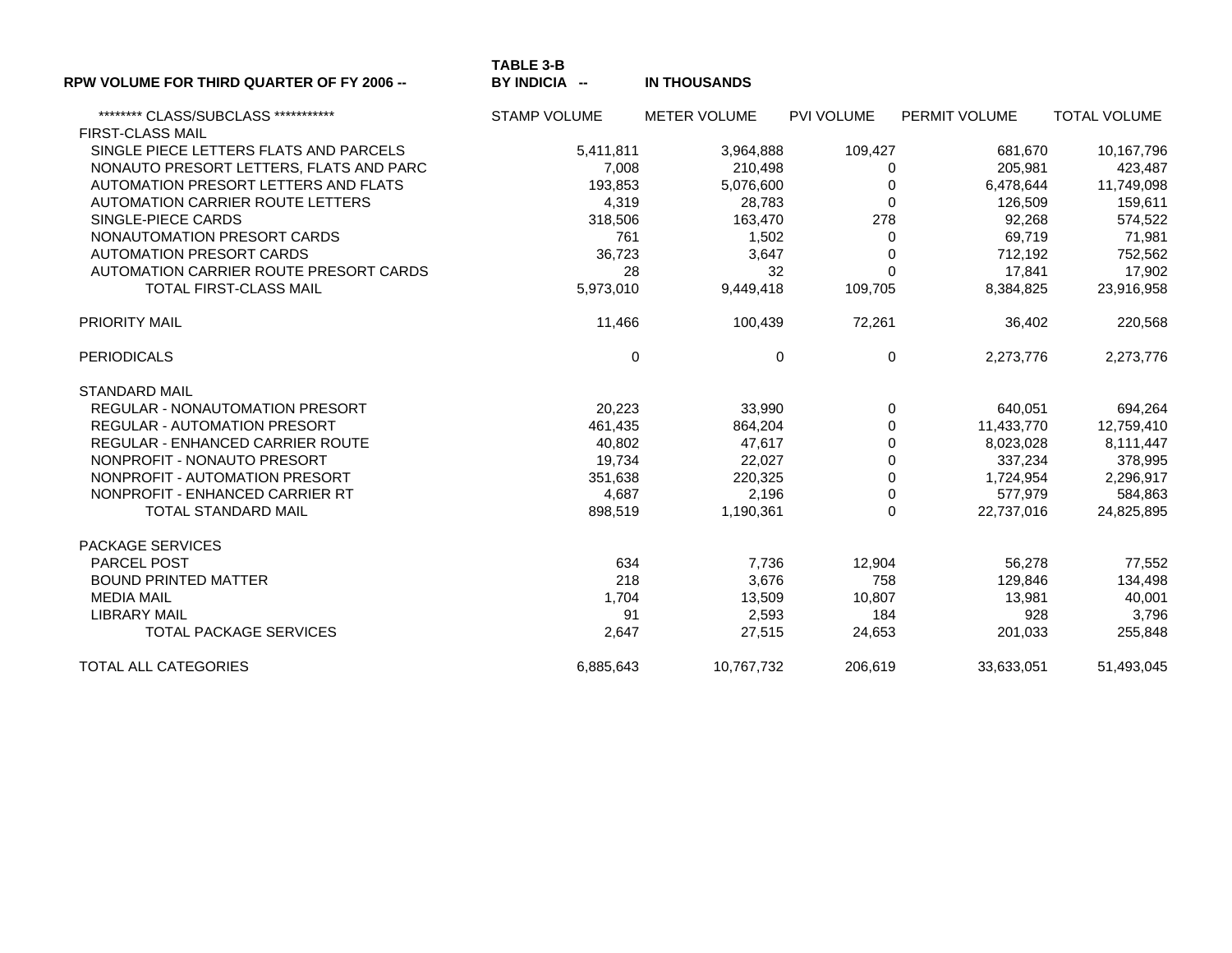**RPW VOLUME FOR THIRD QUARTER OF FY 2006 --** **TABLE 3-B BY INDICIA --** **IN THOUSANDS**

| ******** CLASS/SUBCLASS *********** | STAMP VOLUME | METER VOLUME | PVI VOLUME | PERMIT VOLUME | TOTAL VOLUME |
|---|---|---|---|---|---|
| FIRST-CLASS MAIL | | | | | |
| SINGLE PIECE LETTERS FLATS AND PARCELS | 5,411,811 | 3,964,888 | 109,427 | 681,670 | 10,167,796 |
| NONAUTO PRESORT LETTERS, FLATS AND PARC | 7,008 | 210,498 | 0 | 205,981 | 423,487 |
| AUTOMATION PRESORT LETTERS AND FLATS | 193,853 | 5,076,600 | 0 | 6,478,644 | 11,749,098 |
| AUTOMATION CARRIER ROUTE LETTERS | 4,319 | 28,783 | 0 | 126,509 | 159,611 |
| SINGLE-PIECE CARDS | 318,506 | 163,470 | 278 | 92,268 | 574,522 |
| NONAUTOMATION PRESORT CARDS | 761 | 1,502 | 0 | 69,719 | 71,981 |
| AUTOMATION PRESORT CARDS | 36,723 | 3,647 | 0 | 712,192 | 752,562 |
| AUTOMATION CARRIER ROUTE PRESORT CARDS | 28 | 32 | 0 | 17,841 | 17,902 |
| TOTAL FIRST-CLASS MAIL | 5,973,010 | 9,449,418 | 109,705 | 8,384,825 | 23,916,958 |
| PRIORITY MAIL | 11,466 | 100,439 | 72,261 | 36,402 | 220,568 |
| PERIODICALS | 0 | 0 | 0 | 2,273,776 | 2,273,776 |
| STANDARD MAIL | | | | | |
| REGULAR - NONAUTOMATION PRESORT | 20,223 | 33,990 | 0 | 640,051 | 694,264 |
| REGULAR - AUTOMATION PRESORT | 461,435 | 864,204 | 0 | 11,433,770 | 12,759,410 |
| REGULAR - ENHANCED CARRIER ROUTE | 40,802 | 47,617 | 0 | 8,023,028 | 8,111,447 |
| NONPROFIT - NONAUTO PRESORT | 19,734 | 22,027 | 0 | 337,234 | 378,995 |
| NONPROFIT - AUTOMATION PRESORT | 351,638 | 220,325 | 0 | 1,724,954 | 2,296,917 |
| NONPROFIT - ENHANCED CARRIER RT | 4,687 | 2,196 | 0 | 577,979 | 584,863 |
| TOTAL STANDARD MAIL | 898,519 | 1,190,361 | 0 | 22,737,016 | 24,825,895 |
| PACKAGE SERVICES | | | | | |
| PARCEL POST | 634 | 7,736 | 12,904 | 56,278 | 77,552 |
| BOUND PRINTED MATTER | 218 | 3,676 | 758 | 129,846 | 134,498 |
| MEDIA MAIL | 1,704 | 13,509 | 10,807 | 13,981 | 40,001 |
| LIBRARY MAIL | 91 | 2,593 | 184 | 928 | 3,796 |
| TOTAL PACKAGE SERVICES | 2,647 | 27,515 | 24,653 | 201,033 | 255,848 |
| TOTAL ALL CATEGORIES | 6,885,643 | 10,767,732 | 206,619 | 33,633,051 | 51,493,045 |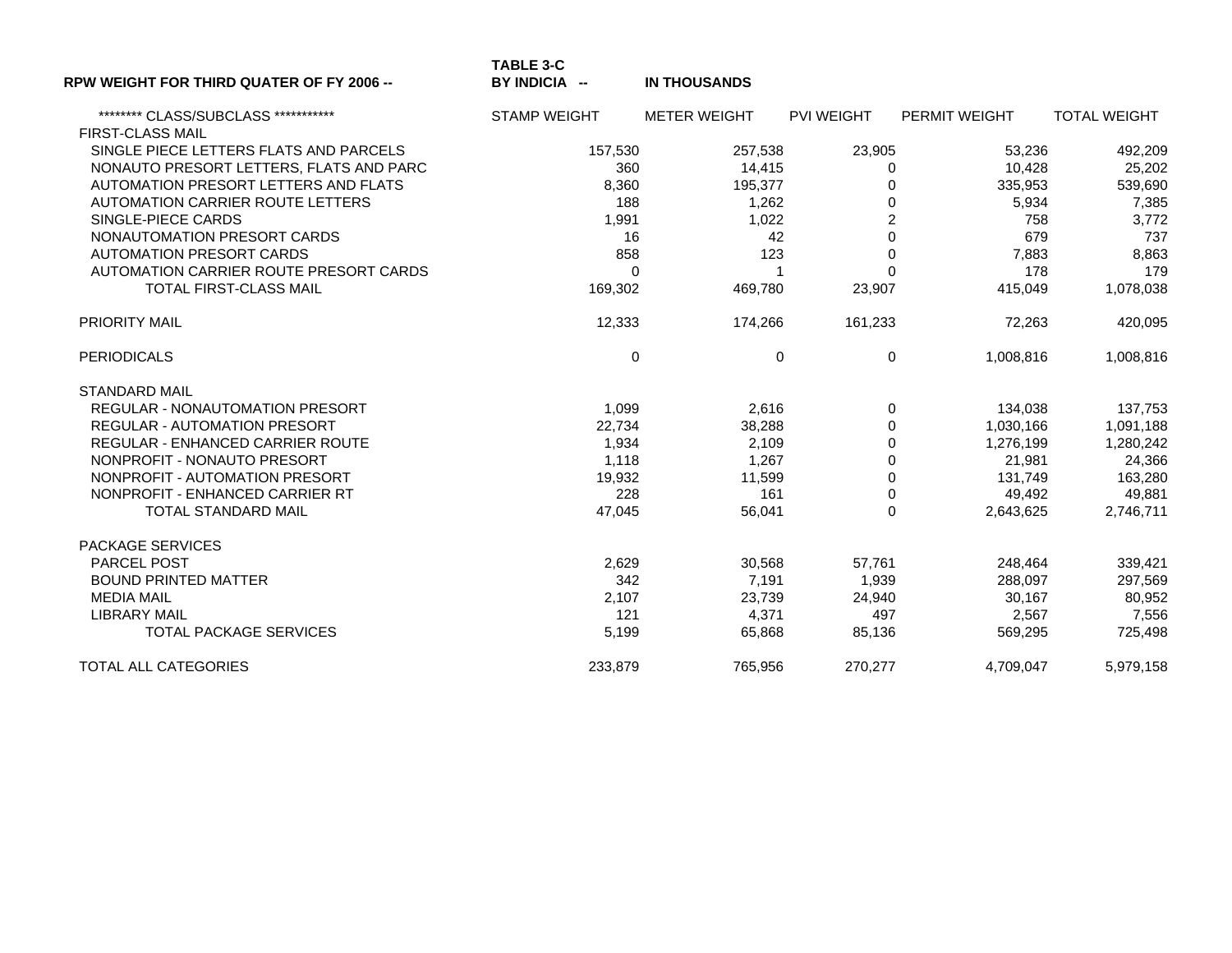**RPW WEIGHT FOR THIRD QUATER OF FY 2006 --** **TABLE 3-C BY INDICIA --** **IN THOUSANDS**

| ******** CLASS/SUBCLASS *********** | STAMP WEIGHT | METER WEIGHT | PVI WEIGHT | PERMIT WEIGHT | TOTAL WEIGHT |
|---|---|---|---|---|---|
| FIRST-CLASS MAIL | | | | | |
| SINGLE PIECE LETTERS FLATS AND PARCELS | 157,530 | 257,538 | 23,905 | 53,236 | 492,209 |
| NONAUTO PRESORT LETTERS, FLATS AND PARC | 360 | 14,415 | 0 | 10,428 | 25,202 |
| AUTOMATION PRESORT LETTERS AND FLATS | 8,360 | 195,377 | 0 | 335,953 | 539,690 |
| AUTOMATION CARRIER ROUTE LETTERS | 188 | 1,262 | 0 | 5,934 | 7,385 |
| SINGLE-PIECE CARDS | 1,991 | 1,022 | 2 | 758 | 3,772 |
| NONAUTOMATION PRESORT CARDS | 16 | 42 | 0 | 679 | 737 |
| AUTOMATION PRESORT CARDS | 858 | 123 | 0 | 7,883 | 8,863 |
| AUTOMATION CARRIER ROUTE PRESORT CARDS | 0 | 1 | 0 | 178 | 179 |
| TOTAL FIRST-CLASS MAIL | 169,302 | 469,780 | 23,907 | 415,049 | 1,078,038 |
| PRIORITY MAIL | 12,333 | 174,266 | 161,233 | 72,263 | 420,095 |
| PERIODICALS | 0 | 0 | 0 | 1,008,816 | 1,008,816 |
| STANDARD MAIL | | | | | |
| REGULAR - NONAUTOMATION PRESORT | 1,099 | 2,616 | 0 | 134,038 | 137,753 |
| REGULAR - AUTOMATION PRESORT | 22,734 | 38,288 | 0 | 1,030,166 | 1,091,188 |
| REGULAR - ENHANCED CARRIER ROUTE | 1,934 | 2,109 | 0 | 1,276,199 | 1,280,242 |
| NONPROFIT - NONAUTO PRESORT | 1,118 | 1,267 | 0 | 21,981 | 24,366 |
| NONPROFIT - AUTOMATION PRESORT | 19,932 | 11,599 | 0 | 131,749 | 163,280 |
| NONPROFIT - ENHANCED CARRIER RT | 228 | 161 | 0 | 49,492 | 49,881 |
| TOTAL STANDARD MAIL | 47,045 | 56,041 | 0 | 2,643,625 | 2,746,711 |
| PACKAGE SERVICES | | | | | |
| PARCEL POST | 2,629 | 30,568 | 57,761 | 248,464 | 339,421 |
| BOUND PRINTED MATTER | 342 | 7,191 | 1,939 | 288,097 | 297,569 |
| MEDIA MAIL | 2,107 | 23,739 | 24,940 | 30,167 | 80,952 |
| LIBRARY MAIL | 121 | 4,371 | 497 | 2,567 | 7,556 |
| TOTAL PACKAGE SERVICES | 5,199 | 65,868 | 85,136 | 569,295 | 725,498 |
| TOTAL ALL CATEGORIES | 233,879 | 765,956 | 270,277 | 4,709,047 | 5,979,158 |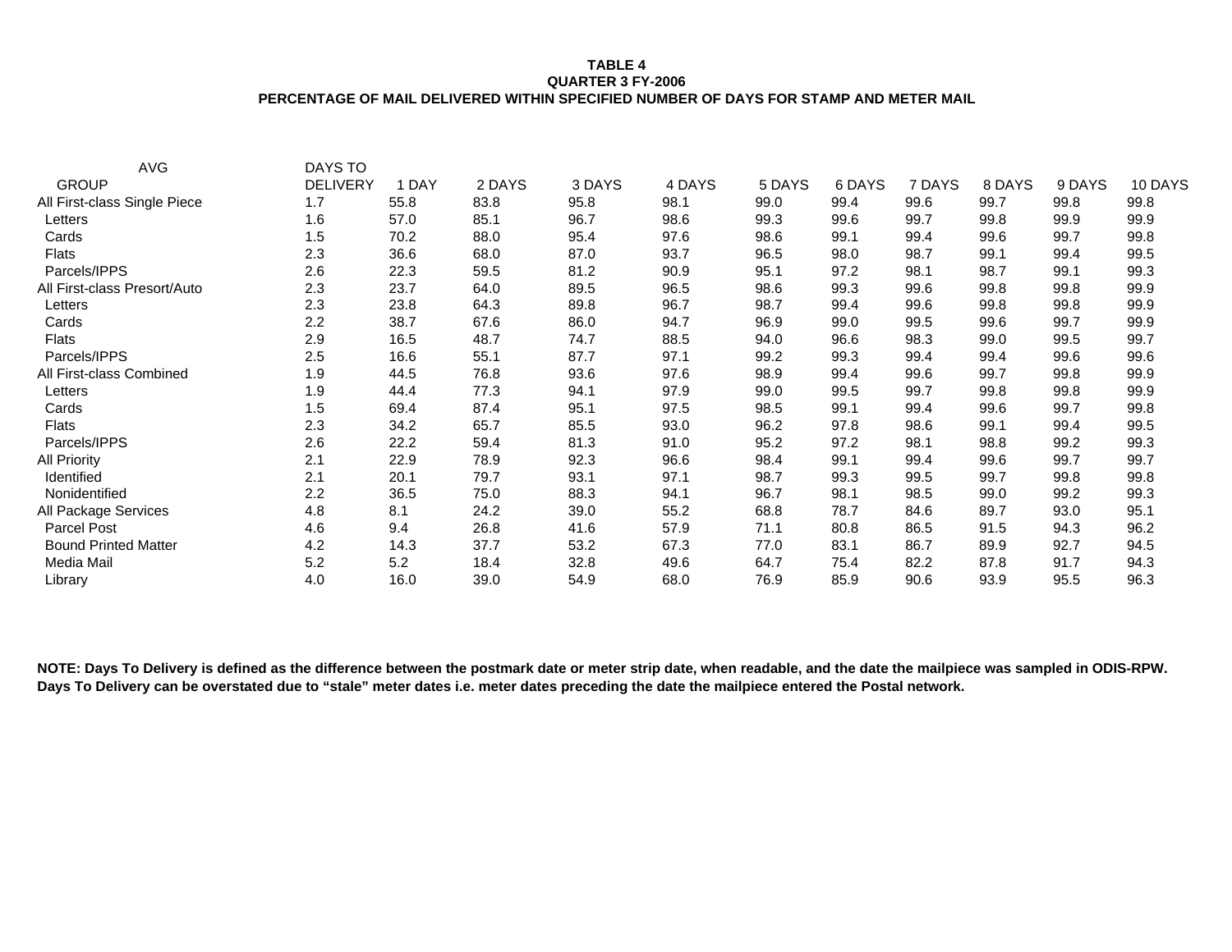**TABLE 4**
**QUARTER 3 FY-2006**
**PERCENTAGE OF MAIL DELIVERED WITHIN SPECIFIED NUMBER OF DAYS FOR STAMP AND METER MAIL**

| AVG GROUP | DAYS TO DELIVERY | 1 DAY | 2 DAYS | 3 DAYS | 4 DAYS | 5 DAYS | 6 DAYS | 7 DAYS | 8 DAYS | 9 DAYS | 10 DAYS |
|---|---|---|---|---|---|---|---|---|---|---|---|
| All First-class Single Piece | 1.7 | 55.8 | 83.8 | 95.8 | 98.1 | 99.0 | 99.4 | 99.6 | 99.7 | 99.8 | 99.8 |
| Letters | 1.6 | 57.0 | 85.1 | 96.7 | 98.6 | 99.3 | 99.6 | 99.7 | 99.8 | 99.9 | 99.9 |
| Cards | 1.5 | 70.2 | 88.0 | 95.4 | 97.6 | 98.6 | 99.1 | 99.4 | 99.6 | 99.7 | 99.8 |
| Flats | 2.3 | 36.6 | 68.0 | 87.0 | 93.7 | 96.5 | 98.0 | 98.7 | 99.1 | 99.4 | 99.5 |
| Parcels/IPPS | 2.6 | 22.3 | 59.5 | 81.2 | 90.9 | 95.1 | 97.2 | 98.1 | 98.7 | 99.1 | 99.3 |
| All First-class Presort/Auto | 2.3 | 23.7 | 64.0 | 89.5 | 96.5 | 98.6 | 99.3 | 99.6 | 99.8 | 99.8 | 99.9 |
| Letters | 2.3 | 23.8 | 64.3 | 89.8 | 96.7 | 98.7 | 99.4 | 99.6 | 99.8 | 99.8 | 99.9 |
| Cards | 2.2 | 38.7 | 67.6 | 86.0 | 94.7 | 96.9 | 99.0 | 99.5 | 99.6 | 99.7 | 99.9 |
| Flats | 2.9 | 16.5 | 48.7 | 74.7 | 88.5 | 94.0 | 96.6 | 98.3 | 99.0 | 99.5 | 99.7 |
| Parcels/IPPS | 2.5 | 16.6 | 55.1 | 87.7 | 97.1 | 99.2 | 99.3 | 99.4 | 99.4 | 99.6 | 99.6 |
| All First-class Combined | 1.9 | 44.5 | 76.8 | 93.6 | 97.6 | 98.9 | 99.4 | 99.6 | 99.7 | 99.8 | 99.9 |
| Letters | 1.9 | 44.4 | 77.3 | 94.1 | 97.9 | 99.0 | 99.5 | 99.7 | 99.8 | 99.8 | 99.9 |
| Cards | 1.5 | 69.4 | 87.4 | 95.1 | 97.5 | 98.5 | 99.1 | 99.4 | 99.6 | 99.7 | 99.8 |
| Flats | 2.3 | 34.2 | 65.7 | 85.5 | 93.0 | 96.2 | 97.8 | 98.6 | 99.1 | 99.4 | 99.5 |
| Parcels/IPPS | 2.6 | 22.2 | 59.4 | 81.3 | 91.0 | 95.2 | 97.2 | 98.1 | 98.8 | 99.2 | 99.3 |
| All Priority | 2.1 | 22.9 | 78.9 | 92.3 | 96.6 | 98.4 | 99.1 | 99.4 | 99.6 | 99.7 | 99.7 |
| Identified | 2.1 | 20.1 | 79.7 | 93.1 | 97.1 | 98.7 | 99.3 | 99.5 | 99.7 | 99.8 | 99.8 |
| Nonidentified | 2.2 | 36.5 | 75.0 | 88.3 | 94.1 | 96.7 | 98.1 | 98.5 | 99.0 | 99.2 | 99.3 |
| All Package Services | 4.8 | 8.1 | 24.2 | 39.0 | 55.2 | 68.8 | 78.7 | 84.6 | 89.7 | 93.0 | 95.1 |
| Parcel Post | 4.6 | 9.4 | 26.8 | 41.6 | 57.9 | 71.1 | 80.8 | 86.5 | 91.5 | 94.3 | 96.2 |
| Bound Printed Matter | 4.2 | 14.3 | 37.7 | 53.2 | 67.3 | 77.0 | 83.1 | 86.7 | 89.9 | 92.7 | 94.5 |
| Media Mail | 5.2 | 5.2 | 18.4 | 32.8 | 49.6 | 64.7 | 75.4 | 82.2 | 87.8 | 91.7 | 94.3 |
| Library | 4.0 | 16.0 | 39.0 | 54.9 | 68.0 | 76.9 | 85.9 | 90.6 | 93.9 | 95.5 | 96.3 |

**NOTE: Days To Delivery is defined as the difference between the postmark date or meter strip date, when readable, and the date the mailpiece was sampled in ODIS-RPW. Days To Delivery can be overstated due to "stale" meter dates i.e. meter dates preceding the date the mailpiece entered the Postal network.**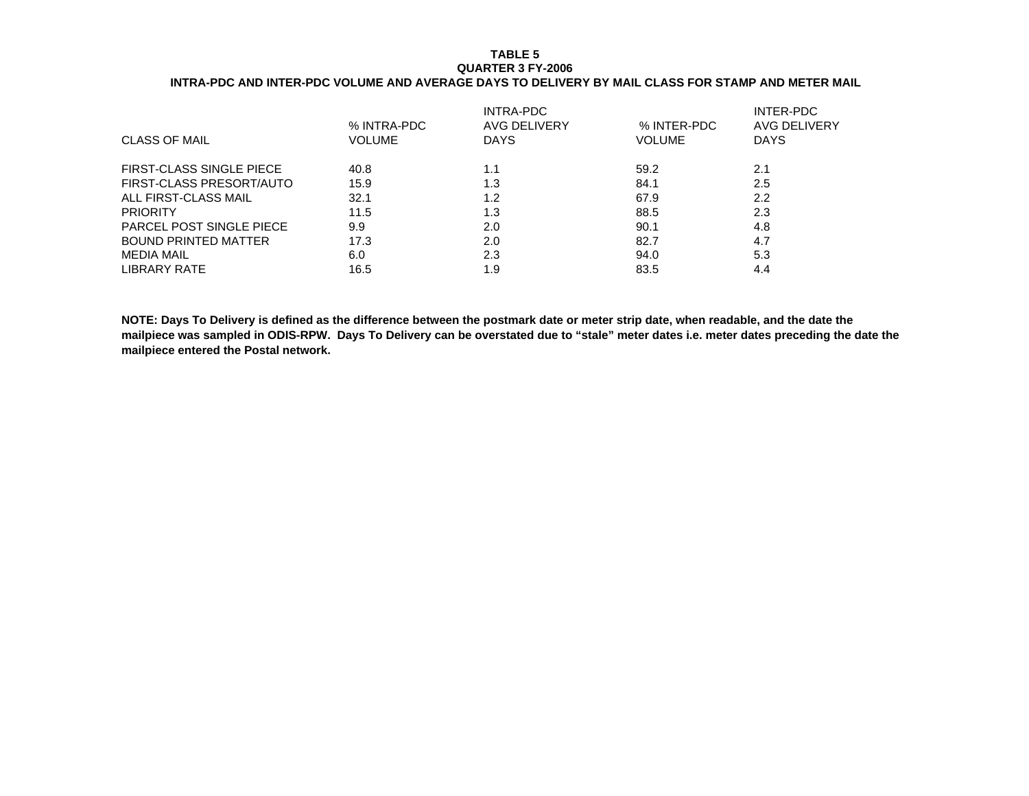**TABLE 5**
**QUARTER 3 FY-2006**
**INTRA-PDC AND INTER-PDC VOLUME AND AVERAGE DAYS TO DELIVERY BY MAIL CLASS FOR STAMP AND METER MAIL**

| CLASS OF MAIL | % INTRA-PDC VOLUME | INTRA-PDC AVG DELIVERY DAYS | % INTER-PDC VOLUME | INTER-PDC AVG DELIVERY DAYS |
|---|---|---|---|---|
| FIRST-CLASS SINGLE PIECE | 40.8 | 1.1 | 59.2 | 2.1 |
| FIRST-CLASS PRESORT/AUTO | 15.9 | 1.3 | 84.1 | 2.5 |
| ALL FIRST-CLASS MAIL | 32.1 | 1.2 | 67.9 | 2.2 |
| PRIORITY | 11.5 | 1.3 | 88.5 | 2.3 |
| PARCEL POST SINGLE PIECE | 9.9 | 2.0 | 90.1 | 4.8 |
| BOUND PRINTED MATTER | 17.3 | 2.0 | 82.7 | 4.7 |
| MEDIA MAIL | 6.0 | 2.3 | 94.0 | 5.3 |
| LIBRARY RATE | 16.5 | 1.9 | 83.5 | 4.4 |

**NOTE: Days To Delivery is defined as the difference between the postmark date or meter strip date, when readable, and the date the mailpiece was sampled in ODIS-RPW. Days To Delivery can be overstated due to "stale" meter dates i.e. meter dates preceding the date the mailpiece entered the Postal network.**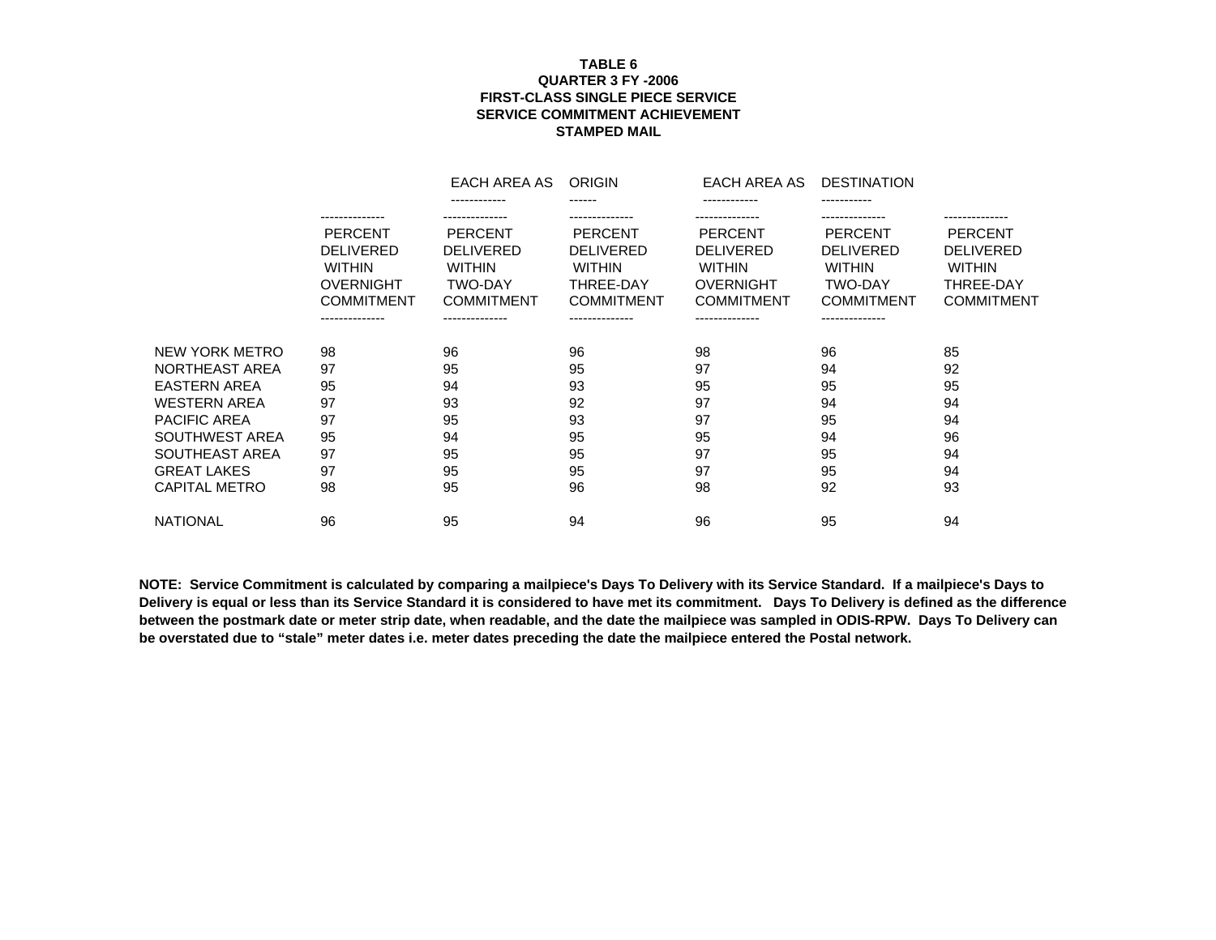**TABLE 6**
**QUARTER 3 FY -2006**
**FIRST-CLASS SINGLE PIECE SERVICE**
**SERVICE COMMITMENT ACHIEVEMENT**
**STAMPED MAIL**

| | EACH AREA AS | ORIGIN | | EACH AREA AS | DESTINATION | |
|---|---|---|---|---|---|---|
| | PERCENT DELIVERED WITHIN OVERNIGHT COMMITMENT | PERCENT DELIVERED WITHIN TWO-DAY COMMITMENT | PERCENT DELIVERED WITHIN THREE-DAY COMMITMENT | PERCENT DELIVERED WITHIN OVERNIGHT COMMITMENT | PERCENT DELIVERED WITHIN TWO-DAY COMMITMENT | PERCENT DELIVERED WITHIN THREE-DAY COMMITMENT |
| NEW YORK METRO | 98 | 96 | 96 | 98 | 96 | 85 |
| NORTHEAST AREA | 97 | 95 | 95 | 97 | 94 | 92 |
| EASTERN AREA | 95 | 94 | 93 | 95 | 95 | 95 |
| WESTERN AREA | 97 | 93 | 92 | 97 | 94 | 94 |
| PACIFIC AREA | 97 | 95 | 93 | 97 | 95 | 94 |
| SOUTHWEST AREA | 95 | 94 | 95 | 95 | 94 | 96 |
| SOUTHEAST AREA | 97 | 95 | 95 | 97 | 95 | 94 |
| GREAT LAKES | 97 | 95 | 95 | 97 | 95 | 94 |
| CAPITAL METRO | 98 | 95 | 96 | 98 | 92 | 93 |
| NATIONAL | 96 | 95 | 94 | 96 | 95 | 94 |

**NOTE: Service Commitment is calculated by comparing a mailpiece's Days To Delivery with its Service Standard. If a mailpiece's Days to Delivery is equal or less than its Service Standard it is considered to have met its commitment. Days To Delivery is defined as the difference between the postmark date or meter strip date, when readable, and the date the mailpiece was sampled in ODIS-RPW. Days To Delivery can be overstated due to "stale" meter dates i.e. meter dates preceding the date the mailpiece entered the Postal network.**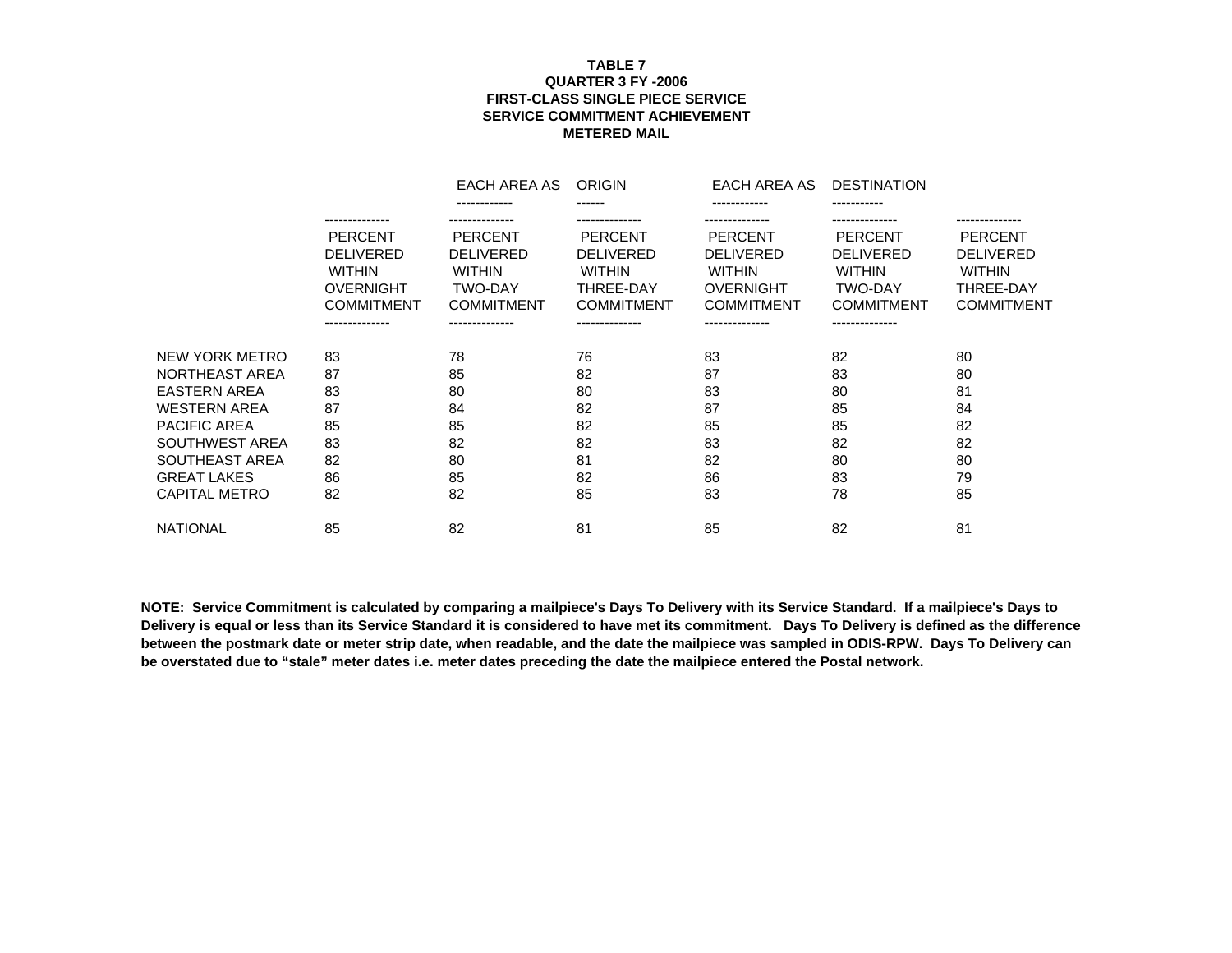**TABLE 7**
**QUARTER 3 FY -2006**
**FIRST-CLASS SINGLE PIECE SERVICE**
**SERVICE COMMITMENT ACHIEVEMENT**
**METERED MAIL**

| | EACH AREA AS ORIGIN | | | EACH AREA AS DESTINATION | | |
|---|---|---|---|---|---|---|
| | PERCENT DELIVERED WITHIN OVERNIGHT COMMITMENT | PERCENT DELIVERED WITHIN TWO-DAY COMMITMENT | PERCENT DELIVERED WITHIN THREE-DAY COMMITMENT | PERCENT DELIVERED WITHIN OVERNIGHT COMMITMENT | PERCENT DELIVERED WITHIN TWO-DAY COMMITMENT | PERCENT DELIVERED WITHIN THREE-DAY COMMITMENT |
| NEW YORK METRO | 83 | 78 | 76 | 83 | 82 | 80 |
| NORTHEAST AREA | 87 | 85 | 82 | 87 | 83 | 80 |
| EASTERN AREA | 83 | 80 | 80 | 83 | 80 | 81 |
| WESTERN AREA | 87 | 84 | 82 | 87 | 85 | 84 |
| PACIFIC AREA | 85 | 85 | 82 | 85 | 85 | 82 |
| SOUTHWEST AREA | 83 | 82 | 82 | 83 | 82 | 82 |
| SOUTHEAST AREA | 82 | 80 | 81 | 82 | 80 | 80 |
| GREAT LAKES | 86 | 85 | 82 | 86 | 83 | 79 |
| CAPITAL METRO | 82 | 82 | 85 | 83 | 78 | 85 |
| NATIONAL | 85 | 82 | 81 | 85 | 82 | 81 |

**NOTE: Service Commitment is calculated by comparing a mailpiece's Days To Delivery with its Service Standard. If a mailpiece's Days to Delivery is equal or less than its Service Standard it is considered to have met its commitment. Days To Delivery is defined as the difference between the postmark date or meter strip date, when readable, and the date the mailpiece was sampled in ODIS-RPW. Days To Delivery can be overstated due to "stale" meter dates i.e. meter dates preceding the date the mailpiece entered the Postal network.**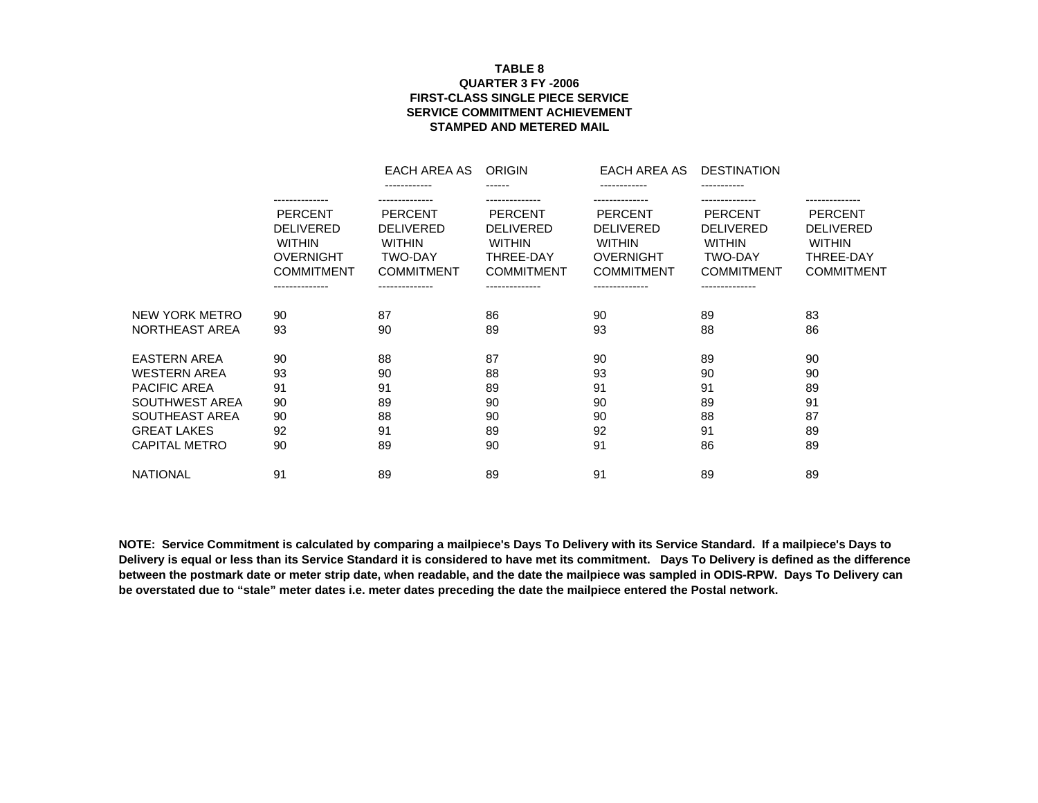**TABLE 8**
**QUARTER 3 FY -2006**
**FIRST-CLASS SINGLE PIECE SERVICE**
**SERVICE COMMITMENT ACHIEVEMENT**
**STAMPED AND METERED MAIL**

| | EACH AREA AS ORIGIN | | | EACH AREA AS DESTINATION | | |
|---|---|---|---|---|---|---|
| | PERCENT DELIVERED WITHIN OVERNIGHT COMMITMENT | PERCENT DELIVERED WITHIN TWO-DAY COMMITMENT | PERCENT DELIVERED WITHIN THREE-DAY COMMITMENT | PERCENT DELIVERED WITHIN OVERNIGHT COMMITMENT | PERCENT DELIVERED WITHIN TWO-DAY COMMITMENT | PERCENT DELIVERED WITHIN THREE-DAY COMMITMENT |
| NEW YORK METRO | 90 | 87 | 86 | 90 | 89 | 83 |
| NORTHEAST AREA | 93 | 90 | 89 | 93 | 88 | 86 |
| EASTERN AREA | 90 | 88 | 87 | 90 | 89 | 90 |
| WESTERN AREA | 93 | 90 | 88 | 93 | 90 | 90 |
| PACIFIC AREA | 91 | 91 | 89 | 91 | 91 | 89 |
| SOUTHWEST AREA | 90 | 89 | 90 | 90 | 89 | 91 |
| SOUTHEAST AREA | 90 | 88 | 90 | 90 | 88 | 87 |
| GREAT LAKES | 92 | 91 | 89 | 92 | 91 | 89 |
| CAPITAL METRO | 90 | 89 | 90 | 91 | 86 | 89 |
| NATIONAL | 91 | 89 | 89 | 91 | 89 | 89 |

**NOTE: Service Commitment is calculated by comparing a mailpiece's Days To Delivery with its Service Standard. If a mailpiece's Days to Delivery is equal or less than its Service Standard it is considered to have met its commitment. Days To Delivery is defined as the difference between the postmark date or meter strip date, when readable, and the date the mailpiece was sampled in ODIS-RPW. Days To Delivery can be overstated due to "stale" meter dates i.e. meter dates preceding the date the mailpiece entered the Postal network.**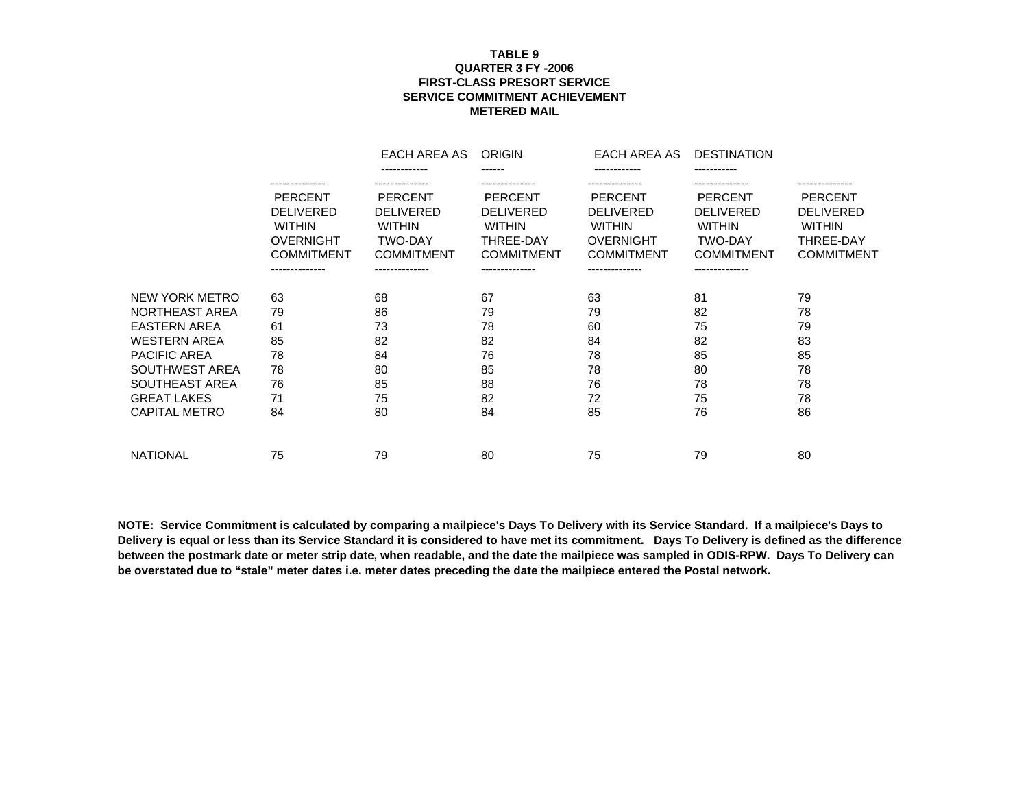**TABLE 9**
**QUARTER 3 FY -2006**
**FIRST-CLASS PRESORT SERVICE**
**SERVICE COMMITMENT ACHIEVEMENT**
**METERED MAIL**

| | EACH AREA AS ORIGIN | | | EACH AREA AS DESTINATION | | |
|---|---|---|---|---|---|---|
| | PERCENT DELIVERED WITHIN OVERNIGHT COMMITMENT | PERCENT DELIVERED WITHIN TWO-DAY COMMITMENT | PERCENT DELIVERED WITHIN THREE-DAY COMMITMENT | PERCENT DELIVERED WITHIN OVERNIGHT COMMITMENT | PERCENT DELIVERED WITHIN TWO-DAY COMMITMENT | PERCENT DELIVERED WITHIN THREE-DAY COMMITMENT |
| NEW YORK METRO | 63 | 68 | 67 | 63 | 81 | 79 |
| NORTHEAST AREA | 79 | 86 | 79 | 79 | 82 | 78 |
| EASTERN AREA | 61 | 73 | 78 | 60 | 75 | 79 |
| WESTERN AREA | 85 | 82 | 82 | 84 | 82 | 83 |
| PACIFIC AREA | 78 | 84 | 76 | 78 | 85 | 85 |
| SOUTHWEST AREA | 78 | 80 | 85 | 78 | 80 | 78 |
| SOUTHEAST AREA | 76 | 85 | 88 | 76 | 78 | 78 |
| GREAT LAKES | 71 | 75 | 82 | 72 | 75 | 78 |
| CAPITAL METRO | 84 | 80 | 84 | 85 | 76 | 86 |
| NATIONAL | 75 | 79 | 80 | 75 | 79 | 80 |

**NOTE: Service Commitment is calculated by comparing a mailpiece's Days To Delivery with its Service Standard. If a mailpiece's Days to Delivery is equal or less than its Service Standard it is considered to have met its commitment. Days To Delivery is defined as the difference between the postmark date or meter strip date, when readable, and the date the mailpiece was sampled in ODIS-RPW. Days To Delivery can be overstated due to "stale" meter dates i.e. meter dates preceding the date the mailpiece entered the Postal network.**